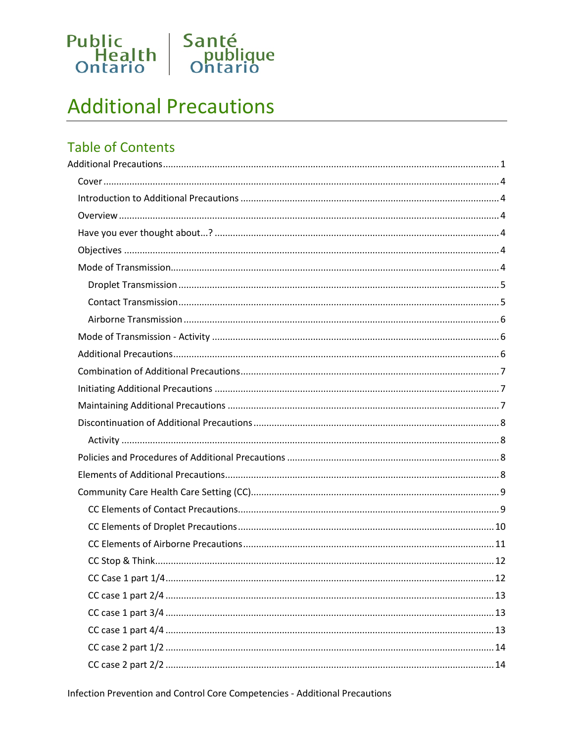Public Health Ontario | Santé publique Ontario

# Additional Precautions

## Table of Contents

- Additional Precautions ... 1
  - Cover ... 4
  - Introduction to Additional Precautions ... 4
  - Overview ... 4
  - Have you ever thought about...? ... 4
  - Objectives ... 4
  - Mode of Transmission ... 4
    - Droplet Transmission ... 5
    - Contact Transmission ... 5
    - Airborne Transmission ... 6
  - Mode of Transmission - Activity ... 6
  - Additional Precautions ... 6
  - Combination of Additional Precautions ... 7
  - Initiating Additional Precautions ... 7
  - Maintaining Additional Precautions ... 7
  - Discontinuation of Additional Precautions ... 8
    - Activity ... 8
  - Policies and Procedures of Additional Precautions ... 8
  - Elements of Additional Precautions ... 8
  - Community Care Health Care Setting (CC) ... 9
    - CC Elements of Contact Precautions ... 9
    - CC Elements of Droplet Precautions ... 10
    - CC Elements of Airborne Precautions ... 11
    - CC Stop & Think ... 12
    - CC Case 1 part 1/4 ... 12
    - CC case 1 part 2/4 ... 13
    - CC case 1 part 3/4 ... 13
    - CC case 1 part 4/4 ... 13
    - CC case 2 part 1/2 ... 14
    - CC case 2 part 2/2 ... 14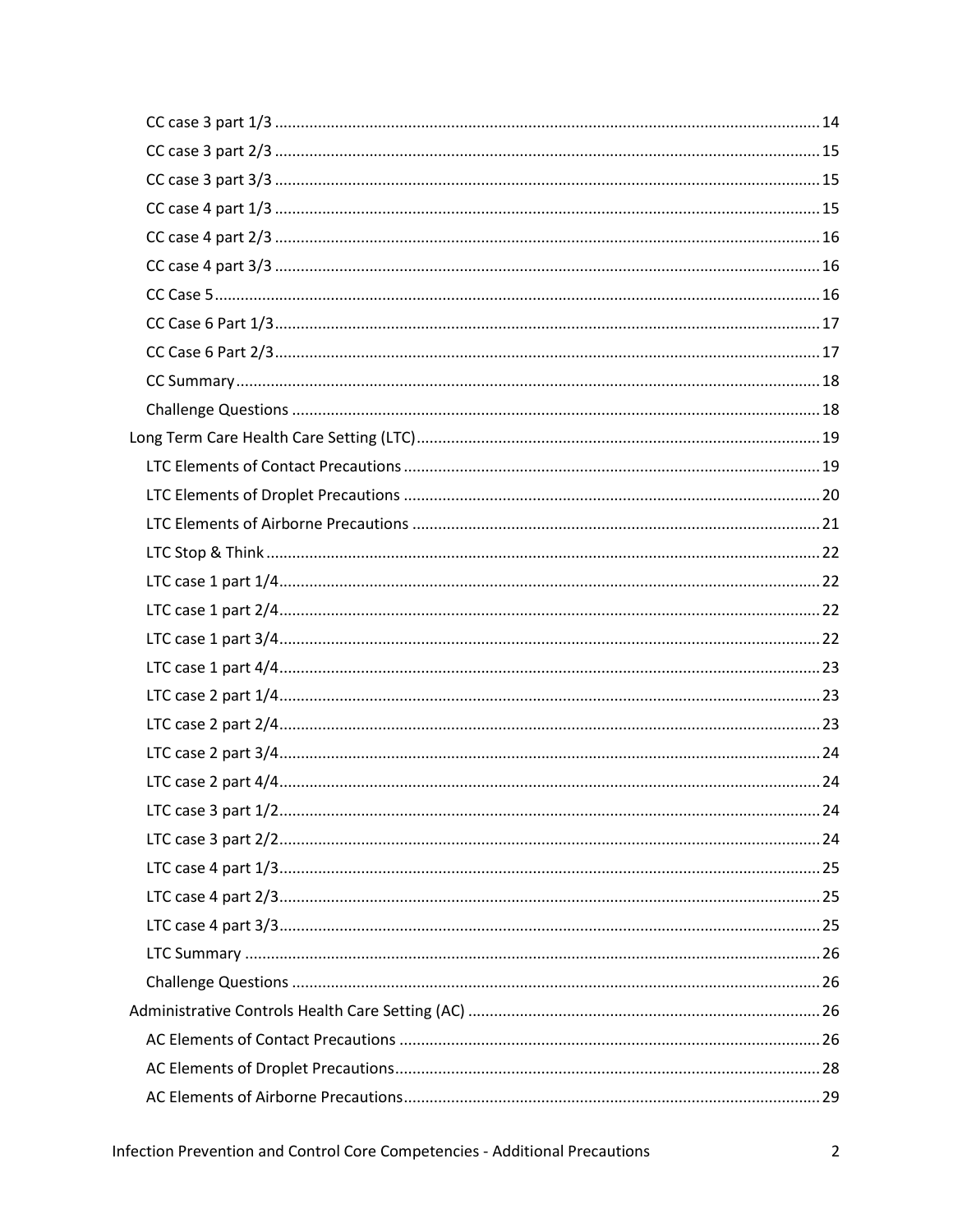- CC case 3 part 1/3 .......... 14
- CC case 3 part 2/3 .......... 15
- CC case 3 part 3/3 .......... 15
- CC case 4 part 1/3 .......... 15
- CC case 4 part 2/3 .......... 16
- CC case 4 part 3/3 .......... 16
- CC Case 5 .......... 16
- CC Case 6 Part 1/3 .......... 17
- CC Case 6 Part 2/3 .......... 17
- CC Summary .......... 18
- Challenge Questions .......... 18

Long Term Care Health Care Setting (LTC) .......... 19

- LTC Elements of Contact Precautions .......... 19
- LTC Elements of Droplet Precautions .......... 20
- LTC Elements of Airborne Precautions .......... 21
- LTC Stop & Think .......... 22
- LTC case 1 part 1/4 .......... 22
- LTC case 1 part 2/4 .......... 22
- LTC case 1 part 3/4 .......... 22
- LTC case 1 part 4/4 .......... 23
- LTC case 2 part 1/4 .......... 23
- LTC case 2 part 2/4 .......... 23
- LTC case 2 part 3/4 .......... 24
- LTC case 2 part 4/4 .......... 24
- LTC case 3 part 1/2 .......... 24
- LTC case 3 part 2/2 .......... 24
- LTC case 4 part 1/3 .......... 25
- LTC case 4 part 2/3 .......... 25
- LTC case 4 part 3/3 .......... 25
- LTC Summary .......... 26
- Challenge Questions .......... 26

Administrative Controls Health Care Setting (AC) .......... 26

- AC Elements of Contact Precautions .......... 26
- AC Elements of Droplet Precautions .......... 28
- AC Elements of Airborne Precautions .......... 29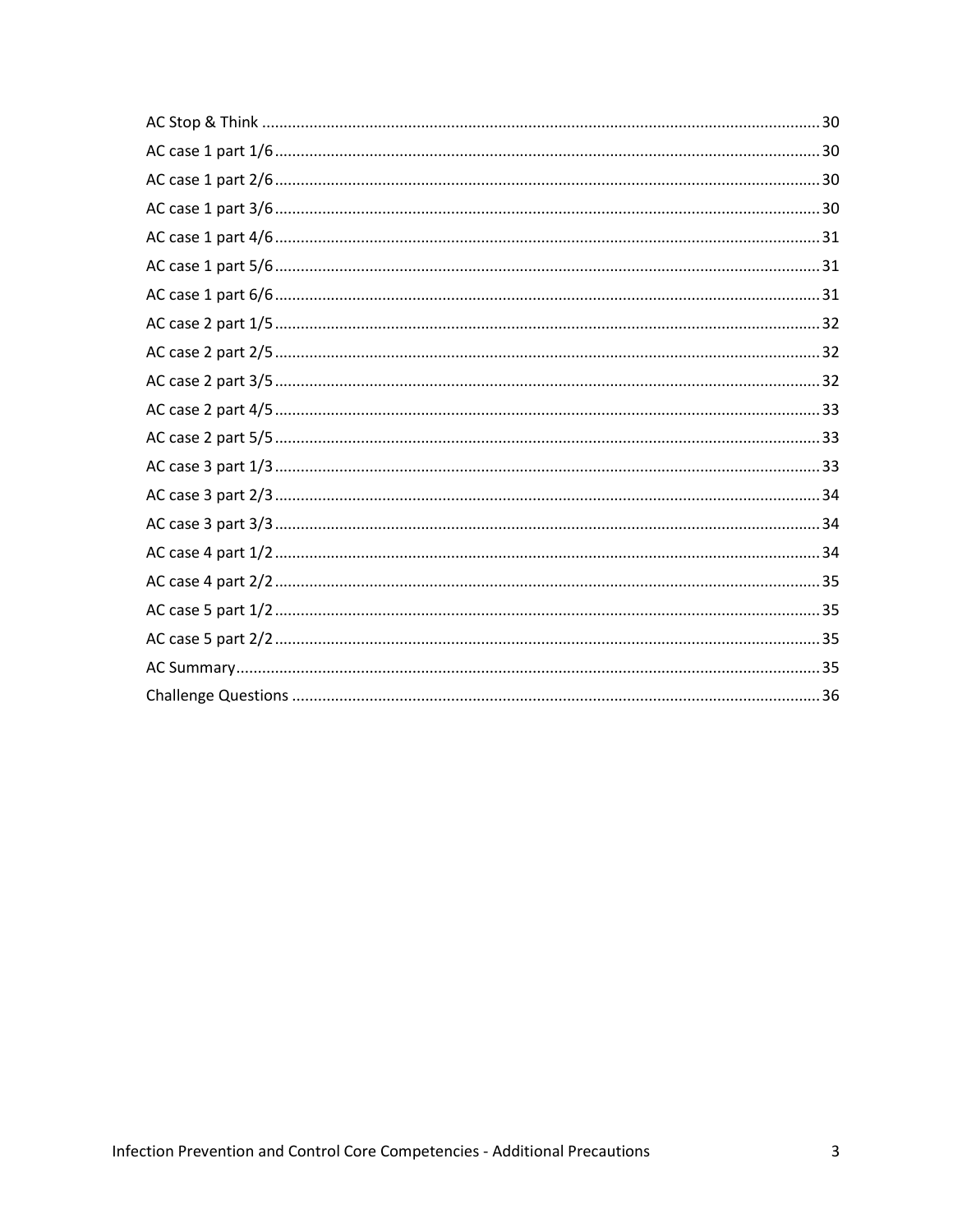AC Stop & Think ..... 30
AC case 1 part 1/6 ..... 30
AC case 1 part 2/6 ..... 30
AC case 1 part 3/6 ..... 30
AC case 1 part 4/6 ..... 31
AC case 1 part 5/6 ..... 31
AC case 1 part 6/6 ..... 31
AC case 2 part 1/5 ..... 32
AC case 2 part 2/5 ..... 32
AC case 2 part 3/5 ..... 32
AC case 2 part 4/5 ..... 33
AC case 2 part 5/5 ..... 33
AC case 3 part 1/3 ..... 33
AC case 3 part 2/3 ..... 34
AC case 3 part 3/3 ..... 34
AC case 4 part 1/2 ..... 34
AC case 4 part 2/2 ..... 35
AC case 5 part 1/2 ..... 35
AC case 5 part 2/2 ..... 35
AC Summary ..... 35
Challenge Questions ..... 36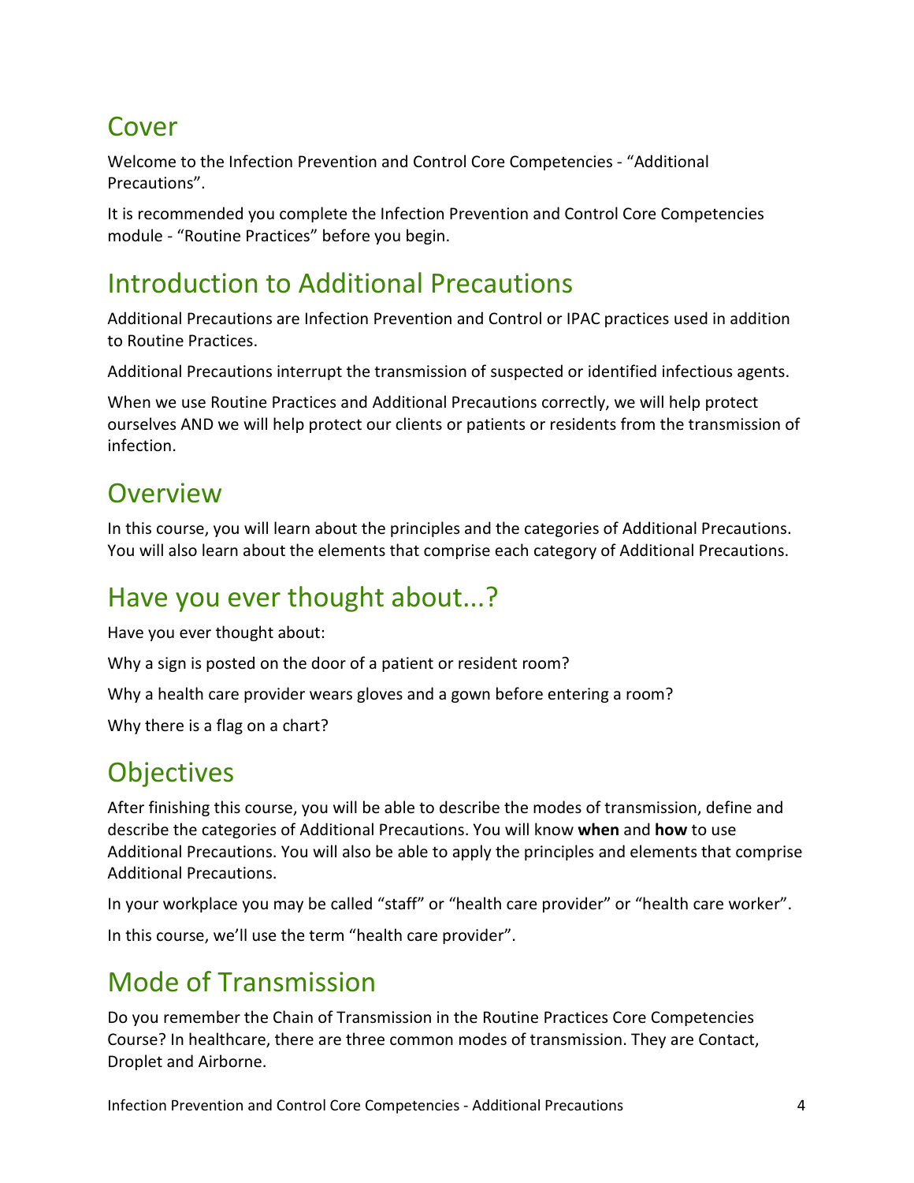## Cover

Welcome to the Infection Prevention and Control Core Competencies - “Additional Precautions”.

It is recommended you complete the Infection Prevention and Control Core Competencies module - “Routine Practices” before you begin.

## Introduction to Additional Precautions

Additional Precautions are Infection Prevention and Control or IPAC practices used in addition to Routine Practices.

Additional Precautions interrupt the transmission of suspected or identified infectious agents.

When we use Routine Practices and Additional Precautions correctly, we will help protect ourselves AND we will help protect our clients or patients or residents from the transmission of infection.

## Overview

In this course, you will learn about the principles and the categories of Additional Precautions. You will also learn about the elements that comprise each category of Additional Precautions.

## Have you ever thought about...?

Have you ever thought about:

Why a sign is posted on the door of a patient or resident room?

Why a health care provider wears gloves and a gown before entering a room?

Why there is a flag on a chart?

## Objectives

After finishing this course, you will be able to describe the modes of transmission, define and describe the categories of Additional Precautions. You will know **when** and **how** to use Additional Precautions. You will also be able to apply the principles and elements that comprise Additional Precautions.

In your workplace you may be called “staff” or “health care provider” or “health care worker”.

In this course, we’ll use the term “health care provider”.

## Mode of Transmission

Do you remember the Chain of Transmission in the Routine Practices Core Competencies Course? In healthcare, there are three common modes of transmission. They are Contact, Droplet and Airborne.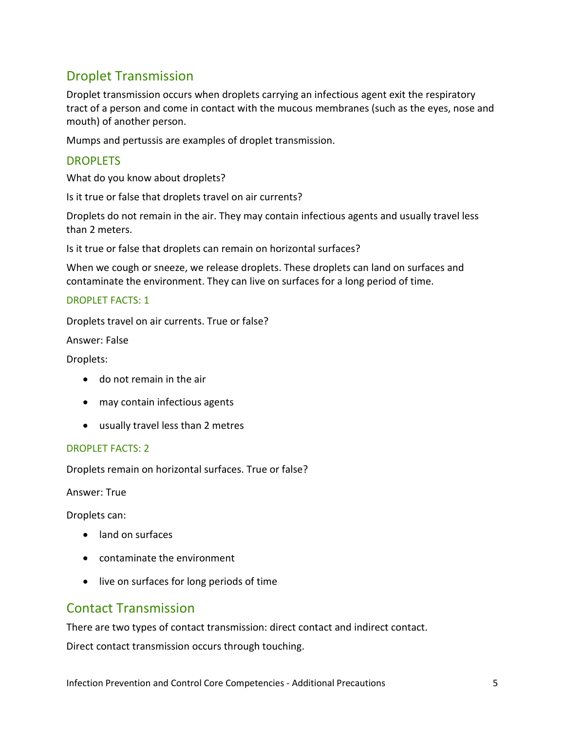## Droplet Transmission

Droplet transmission occurs when droplets carrying an infectious agent exit the respiratory tract of a person and come in contact with the mucous membranes (such as the eyes, nose and mouth) of another person.

Mumps and pertussis are examples of droplet transmission.

### DROPLETS

What do you know about droplets?

Is it true or false that droplets travel on air currents?

Droplets do not remain in the air. They may contain infectious agents and usually travel less than 2 meters.

Is it true or false that droplets can remain on horizontal surfaces?

When we cough or sneeze, we release droplets. These droplets can land on surfaces and contaminate the environment. They can live on surfaces for a long period of time.

#### DROPLET FACTS: 1

Droplets travel on air currents. True or false?

Answer: False

Droplets:

- do not remain in the air
- may contain infectious agents
- usually travel less than 2 metres

#### DROPLET FACTS: 2

Droplets remain on horizontal surfaces. True or false?

Answer: True

Droplets can:

- land on surfaces
- contaminate the environment
- live on surfaces for long periods of time

## Contact Transmission

There are two types of contact transmission: direct contact and indirect contact.

Direct contact transmission occurs through touching.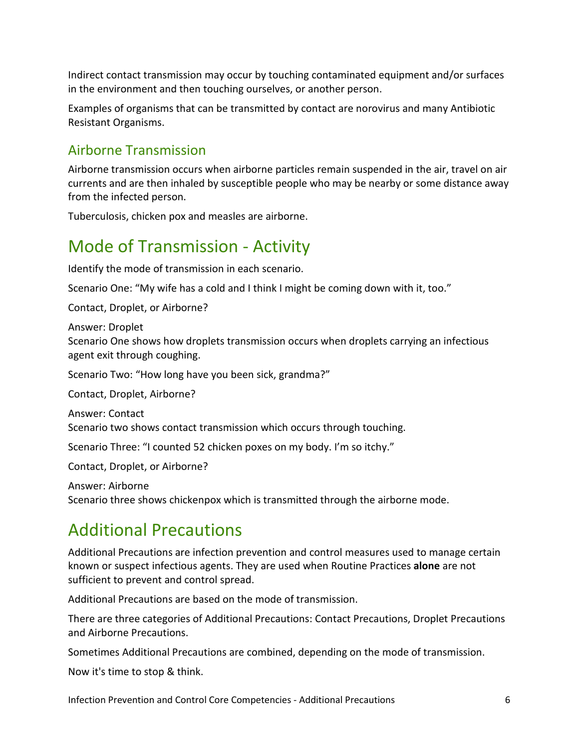Indirect contact transmission may occur by touching contaminated equipment and/or surfaces in the environment and then touching ourselves, or another person.

Examples of organisms that can be transmitted by contact are norovirus and many Antibiotic Resistant Organisms.

### Airborne Transmission

Airborne transmission occurs when airborne particles remain suspended in the air, travel on air currents and are then inhaled by susceptible people who may be nearby or some distance away from the infected person.

Tuberculosis, chicken pox and measles are airborne.

## Mode of Transmission - Activity

Identify the mode of transmission in each scenario.

Scenario One: "My wife has a cold and I think I might be coming down with it, too."

Contact, Droplet, or Airborne?

Answer: Droplet
Scenario One shows how droplets transmission occurs when droplets carrying an infectious agent exit through coughing.

Scenario Two: "How long have you been sick, grandma?"

Contact, Droplet, Airborne?

Answer: Contact
Scenario two shows contact transmission which occurs through touching.

Scenario Three: "I counted 52 chicken poxes on my body. I'm so itchy."

Contact, Droplet, or Airborne?

Answer: Airborne
Scenario three shows chickenpox which is transmitted through the airborne mode.

## Additional Precautions

Additional Precautions are infection prevention and control measures used to manage certain known or suspect infectious agents. They are used when Routine Practices **alone** are not sufficient to prevent and control spread.

Additional Precautions are based on the mode of transmission.

There are three categories of Additional Precautions: Contact Precautions, Droplet Precautions and Airborne Precautions.

Sometimes Additional Precautions are combined, depending on the mode of transmission.

Now it's time to stop & think.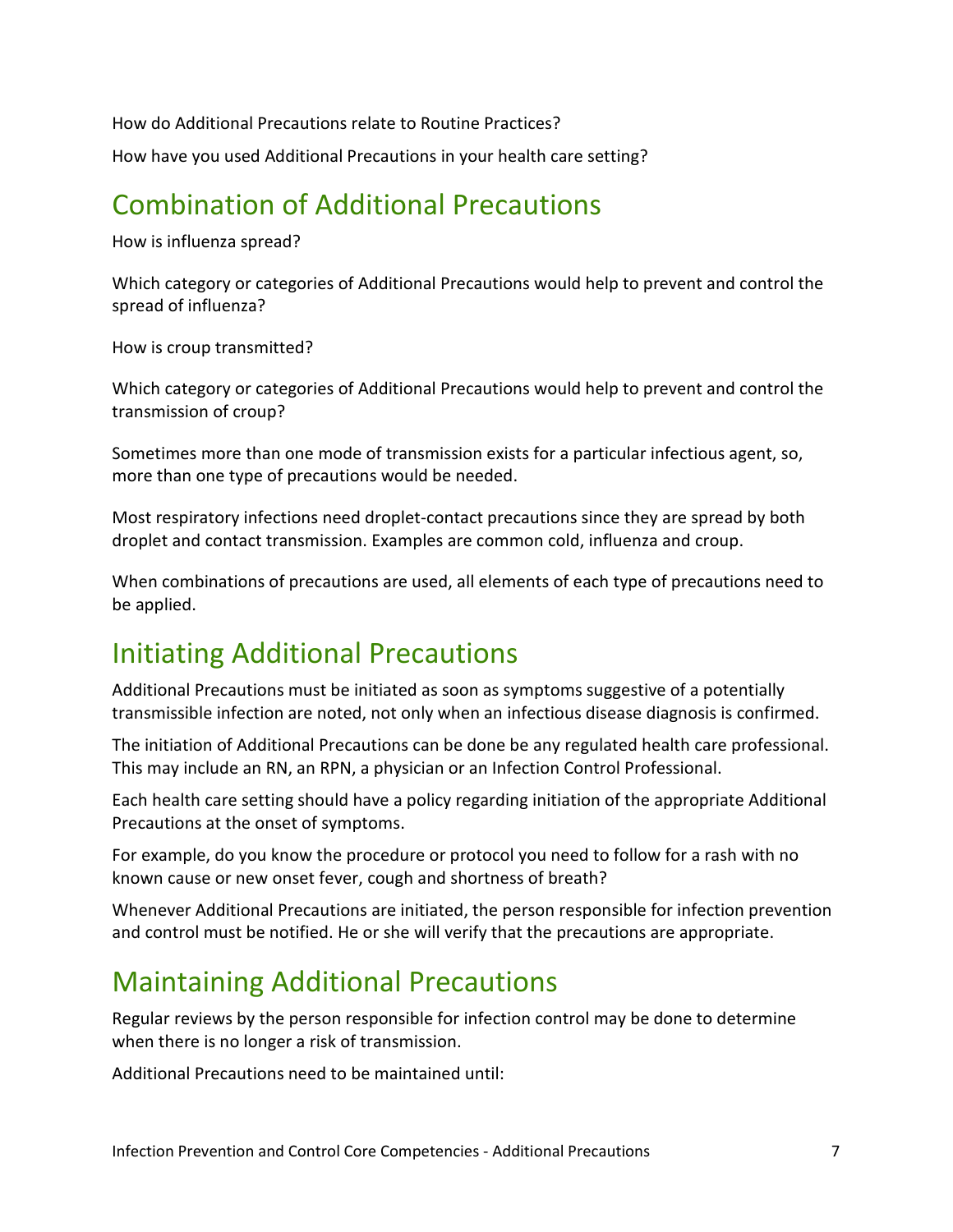How do Additional Precautions relate to Routine Practices?

How have you used Additional Precautions in your health care setting?

## Combination of Additional Precautions

How is influenza spread?

Which category or categories of Additional Precautions would help to prevent and control the spread of influenza?

How is croup transmitted?

Which category or categories of Additional Precautions would help to prevent and control the transmission of croup?

Sometimes more than one mode of transmission exists for a particular infectious agent, so, more than one type of precautions would be needed.

Most respiratory infections need droplet-contact precautions since they are spread by both droplet and contact transmission. Examples are common cold, influenza and croup.

When combinations of precautions are used, all elements of each type of precautions need to be applied.

## Initiating Additional Precautions

Additional Precautions must be initiated as soon as symptoms suggestive of a potentially transmissible infection are noted, not only when an infectious disease diagnosis is confirmed.

The initiation of Additional Precautions can be done be any regulated health care professional. This may include an RN, an RPN, a physician or an Infection Control Professional.

Each health care setting should have a policy regarding initiation of the appropriate Additional Precautions at the onset of symptoms.

For example, do you know the procedure or protocol you need to follow for a rash with no known cause or new onset fever, cough and shortness of breath?

Whenever Additional Precautions are initiated, the person responsible for infection prevention and control must be notified. He or she will verify that the precautions are appropriate.

## Maintaining Additional Precautions

Regular reviews by the person responsible for infection control may be done to determine when there is no longer a risk of transmission.

Additional Precautions need to be maintained until: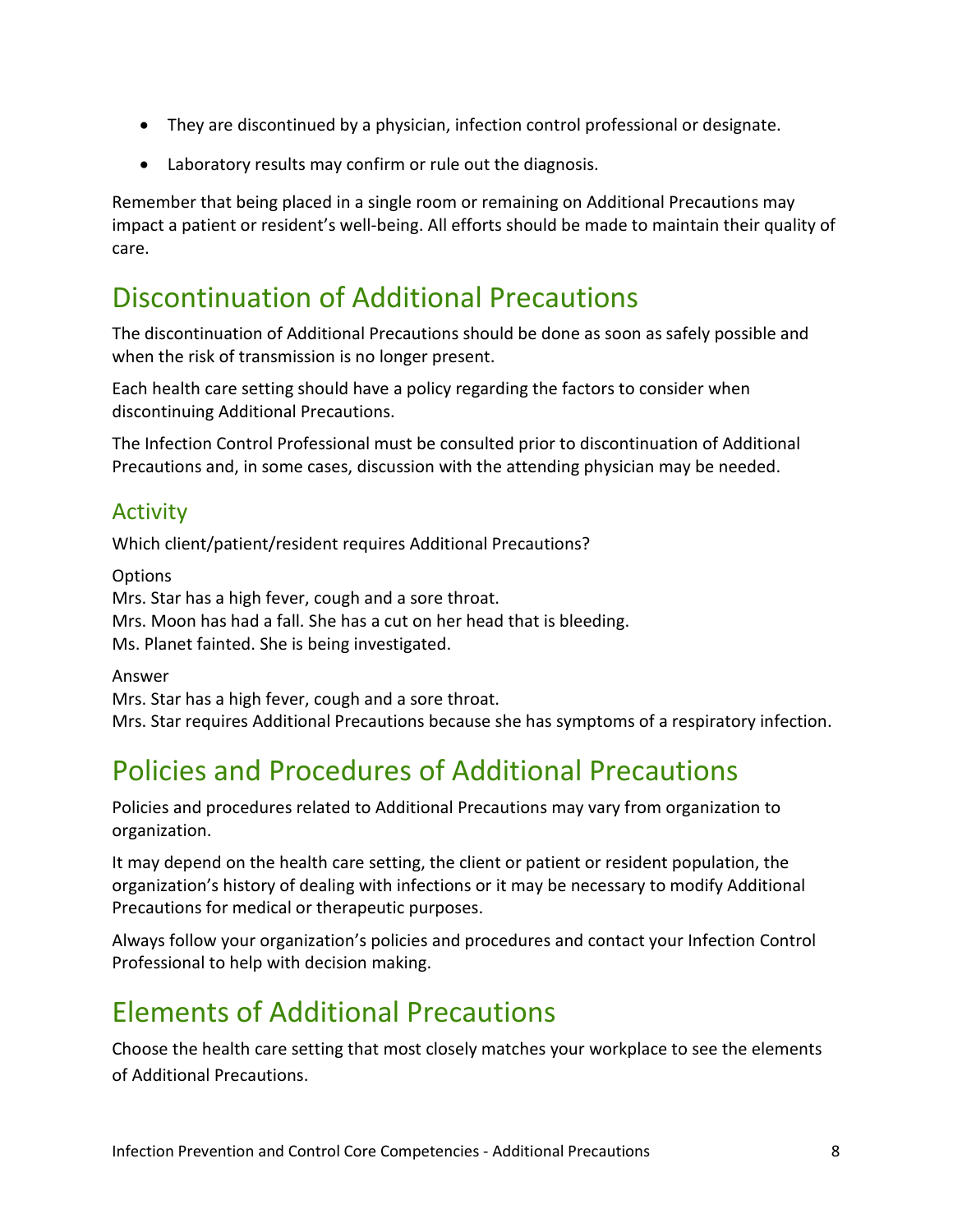- They are discontinued by a physician, infection control professional or designate.
- Laboratory results may confirm or rule out the diagnosis.

Remember that being placed in a single room or remaining on Additional Precautions may impact a patient or resident's well-being. All efforts should be made to maintain their quality of care.

## Discontinuation of Additional Precautions

The discontinuation of Additional Precautions should be done as soon as safely possible and when the risk of transmission is no longer present.

Each health care setting should have a policy regarding the factors to consider when discontinuing Additional Precautions.

The Infection Control Professional must be consulted prior to discontinuation of Additional Precautions and, in some cases, discussion with the attending physician may be needed.

### Activity

Which client/patient/resident requires Additional Precautions?

Options
Mrs. Star has a high fever, cough and a sore throat.
Mrs. Moon has had a fall. She has a cut on her head that is bleeding.
Ms. Planet fainted. She is being investigated.

Answer
Mrs. Star has a high fever, cough and a sore throat.
Mrs. Star requires Additional Precautions because she has symptoms of a respiratory infection.

## Policies and Procedures of Additional Precautions

Policies and procedures related to Additional Precautions may vary from organization to organization.

It may depend on the health care setting, the client or patient or resident population, the organization's history of dealing with infections or it may be necessary to modify Additional Precautions for medical or therapeutic purposes.

Always follow your organization's policies and procedures and contact your Infection Control Professional to help with decision making.

## Elements of Additional Precautions

Choose the health care setting that most closely matches your workplace to see the elements of Additional Precautions.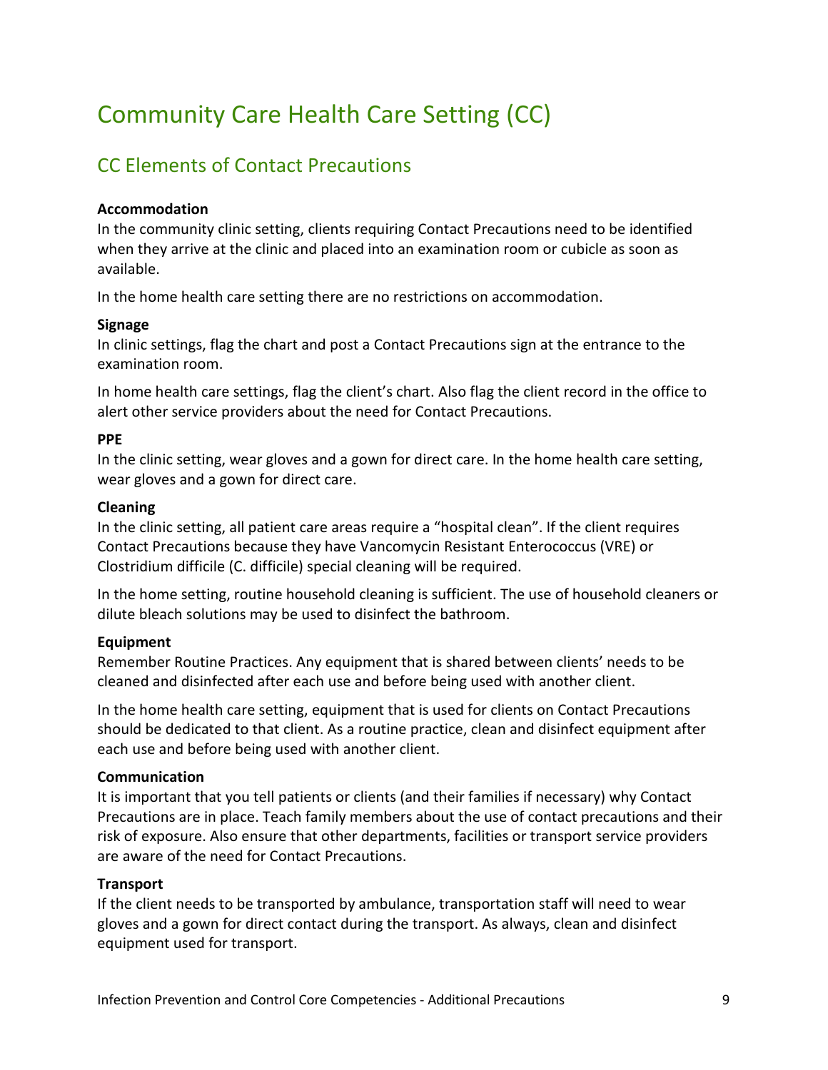# Community Care Health Care Setting (CC)

## CC Elements of Contact Precautions

**Accommodation**

In the community clinic setting, clients requiring Contact Precautions need to be identified when they arrive at the clinic and placed into an examination room or cubicle as soon as available.

In the home health care setting there are no restrictions on accommodation.

**Signage**

In clinic settings, flag the chart and post a Contact Precautions sign at the entrance to the examination room.

In home health care settings, flag the client's chart. Also flag the client record in the office to alert other service providers about the need for Contact Precautions.

**PPE**

In the clinic setting, wear gloves and a gown for direct care. In the home health care setting, wear gloves and a gown for direct care.

**Cleaning**

In the clinic setting, all patient care areas require a "hospital clean". If the client requires Contact Precautions because they have Vancomycin Resistant Enterococcus (VRE) or Clostridium difficile (C. difficile) special cleaning will be required.

In the home setting, routine household cleaning is sufficient. The use of household cleaners or dilute bleach solutions may be used to disinfect the bathroom.

**Equipment**

Remember Routine Practices. Any equipment that is shared between clients' needs to be cleaned and disinfected after each use and before being used with another client.

In the home health care setting, equipment that is used for clients on Contact Precautions should be dedicated to that client. As a routine practice, clean and disinfect equipment after each use and before being used with another client.

**Communication**

It is important that you tell patients or clients (and their families if necessary) why Contact Precautions are in place. Teach family members about the use of contact precautions and their risk of exposure. Also ensure that other departments, facilities or transport service providers are aware of the need for Contact Precautions.

**Transport**

If the client needs to be transported by ambulance, transportation staff will need to wear gloves and a gown for direct contact during the transport. As always, clean and disinfect equipment used for transport.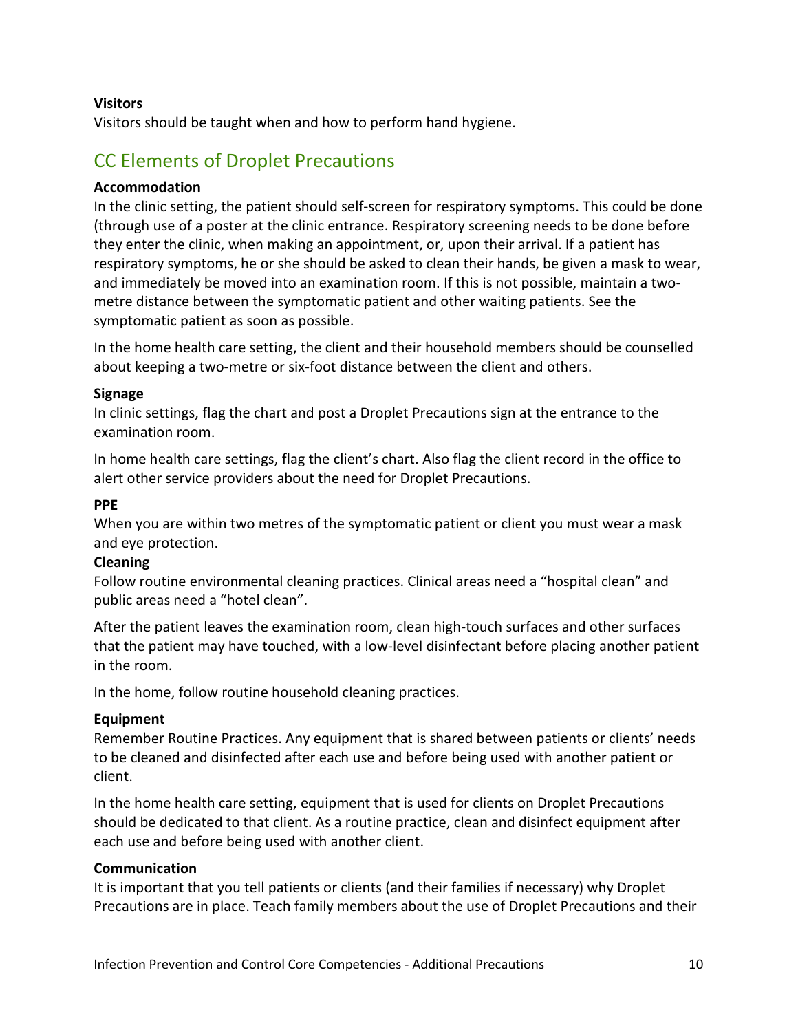**Visitors**

Visitors should be taught when and how to perform hand hygiene.

## CC Elements of Droplet Precautions

**Accommodation**

In the clinic setting, the patient should self-screen for respiratory symptoms. This could be done (through use of a poster at the clinic entrance. Respiratory screening needs to be done before they enter the clinic, when making an appointment, or, upon their arrival. If a patient has respiratory symptoms, he or she should be asked to clean their hands, be given a mask to wear, and immediately be moved into an examination room. If this is not possible, maintain a two-metre distance between the symptomatic patient and other waiting patients. See the symptomatic patient as soon as possible.

In the home health care setting, the client and their household members should be counselled about keeping a two-metre or six-foot distance between the client and others.

**Signage**

In clinic settings, flag the chart and post a Droplet Precautions sign at the entrance to the examination room.

In home health care settings, flag the client's chart. Also flag the client record in the office to alert other service providers about the need for Droplet Precautions.

**PPE**

When you are within two metres of the symptomatic patient or client you must wear a mask and eye protection.

**Cleaning**

Follow routine environmental cleaning practices. Clinical areas need a "hospital clean" and public areas need a "hotel clean".

After the patient leaves the examination room, clean high-touch surfaces and other surfaces that the patient may have touched, with a low-level disinfectant before placing another patient in the room.

In the home, follow routine household cleaning practices.

**Equipment**

Remember Routine Practices. Any equipment that is shared between patients or clients' needs to be cleaned and disinfected after each use and before being used with another patient or client.

In the home health care setting, equipment that is used for clients on Droplet Precautions should be dedicated to that client. As a routine practice, clean and disinfect equipment after each use and before being used with another client.

**Communication**

It is important that you tell patients or clients (and their families if necessary) why Droplet Precautions are in place. Teach family members about the use of Droplet Precautions and their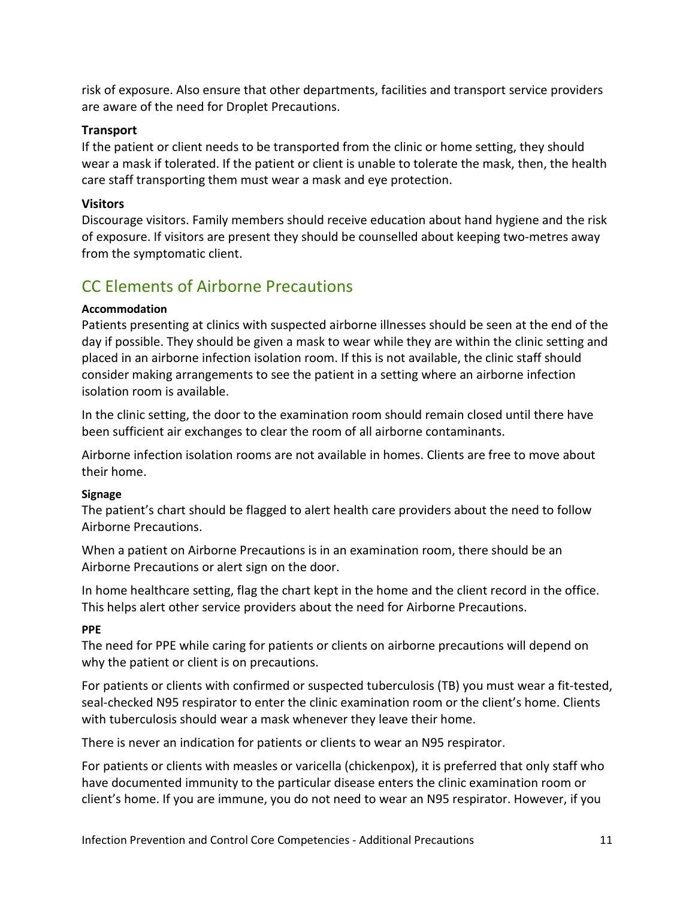risk of exposure. Also ensure that other departments, facilities and transport service providers are aware of the need for Droplet Precautions.

**Transport**

If the patient or client needs to be transported from the clinic or home setting, they should wear a mask if tolerated. If the patient or client is unable to tolerate the mask, then, the health care staff transporting them must wear a mask and eye protection.

**Visitors**

Discourage visitors. Family members should receive education about hand hygiene and the risk of exposure. If visitors are present they should be counselled about keeping two-metres away from the symptomatic client.

## CC Elements of Airborne Precautions

**Accommodation**

Patients presenting at clinics with suspected airborne illnesses should be seen at the end of the day if possible. They should be given a mask to wear while they are within the clinic setting and placed in an airborne infection isolation room. If this is not available, the clinic staff should consider making arrangements to see the patient in a setting where an airborne infection isolation room is available.

In the clinic setting, the door to the examination room should remain closed until there have been sufficient air exchanges to clear the room of all airborne contaminants.

Airborne infection isolation rooms are not available in homes. Clients are free to move about their home.

**Signage**

The patient's chart should be flagged to alert health care providers about the need to follow Airborne Precautions.

When a patient on Airborne Precautions is in an examination room, there should be an Airborne Precautions or alert sign on the door.

In home healthcare setting, flag the chart kept in the home and the client record in the office. This helps alert other service providers about the need for Airborne Precautions.

**PPE**

The need for PPE while caring for patients or clients on airborne precautions will depend on why the patient or client is on precautions.

For patients or clients with confirmed or suspected tuberculosis (TB) you must wear a fit-tested, seal-checked N95 respirator to enter the clinic examination room or the client's home. Clients with tuberculosis should wear a mask whenever they leave their home.

There is never an indication for patients or clients to wear an N95 respirator.

For patients or clients with measles or varicella (chickenpox), it is preferred that only staff who have documented immunity to the particular disease enters the clinic examination room or client's home. If you are immune, you do not need to wear an N95 respirator. However, if you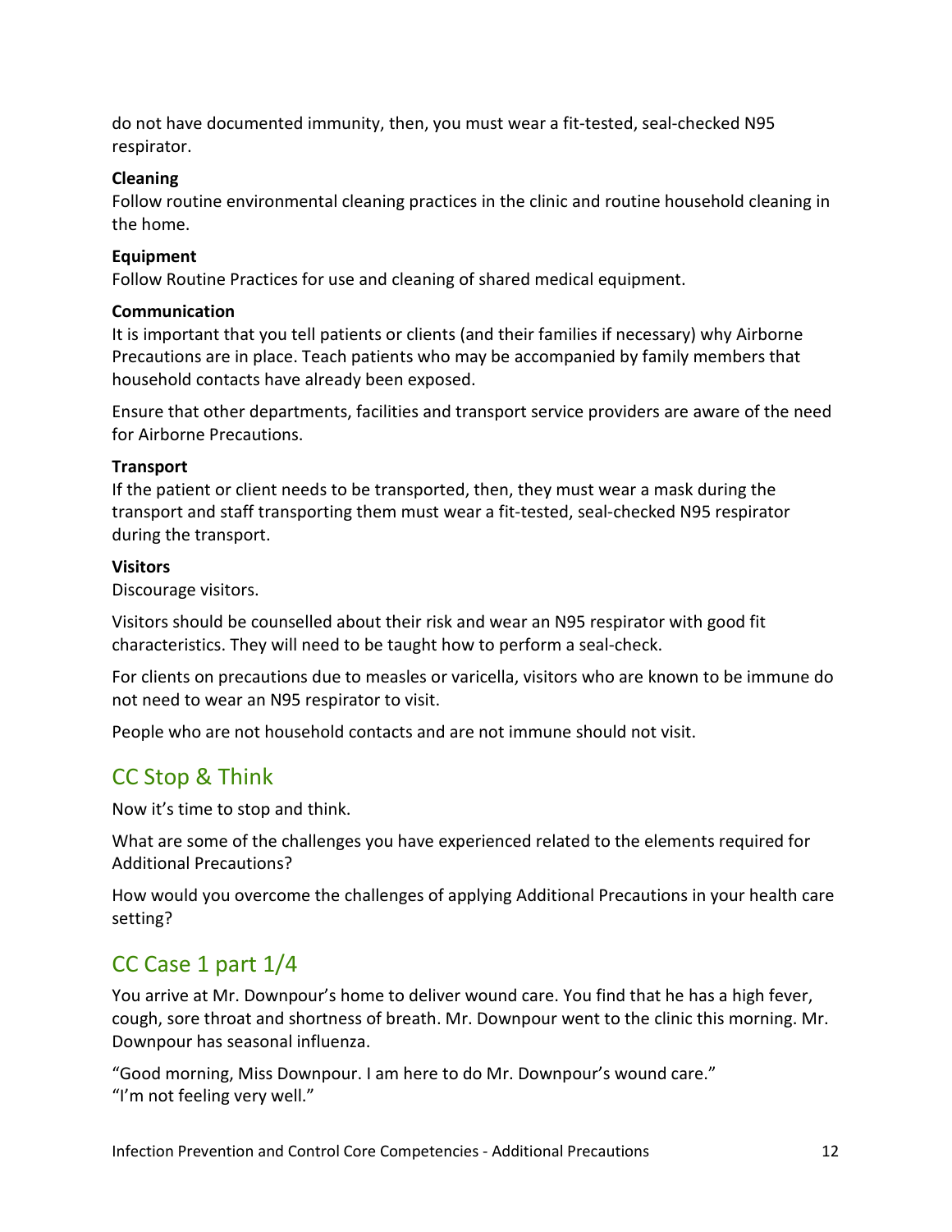do not have documented immunity, then, you must wear a fit-tested, seal-checked N95 respirator.

**Cleaning**

Follow routine environmental cleaning practices in the clinic and routine household cleaning in the home.

**Equipment**

Follow Routine Practices for use and cleaning of shared medical equipment.

**Communication**

It is important that you tell patients or clients (and their families if necessary) why Airborne Precautions are in place. Teach patients who may be accompanied by family members that household contacts have already been exposed.

Ensure that other departments, facilities and transport service providers are aware of the need for Airborne Precautions.

**Transport**

If the patient or client needs to be transported, then, they must wear a mask during the transport and staff transporting them must wear a fit-tested, seal-checked N95 respirator during the transport.

**Visitors**

Discourage visitors.

Visitors should be counselled about their risk and wear an N95 respirator with good fit characteristics. They will need to be taught how to perform a seal-check.

For clients on precautions due to measles or varicella, visitors who are known to be immune do not need to wear an N95 respirator to visit.

People who are not household contacts and are not immune should not visit.

## CC Stop & Think

Now it's time to stop and think.

What are some of the challenges you have experienced related to the elements required for Additional Precautions?

How would you overcome the challenges of applying Additional Precautions in your health care setting?

## CC Case 1 part 1/4

You arrive at Mr. Downpour's home to deliver wound care. You find that he has a high fever, cough, sore throat and shortness of breath. Mr. Downpour went to the clinic this morning. Mr. Downpour has seasonal influenza.

"Good morning, Miss Downpour. I am here to do Mr. Downpour's wound care."
"I'm not feeling very well."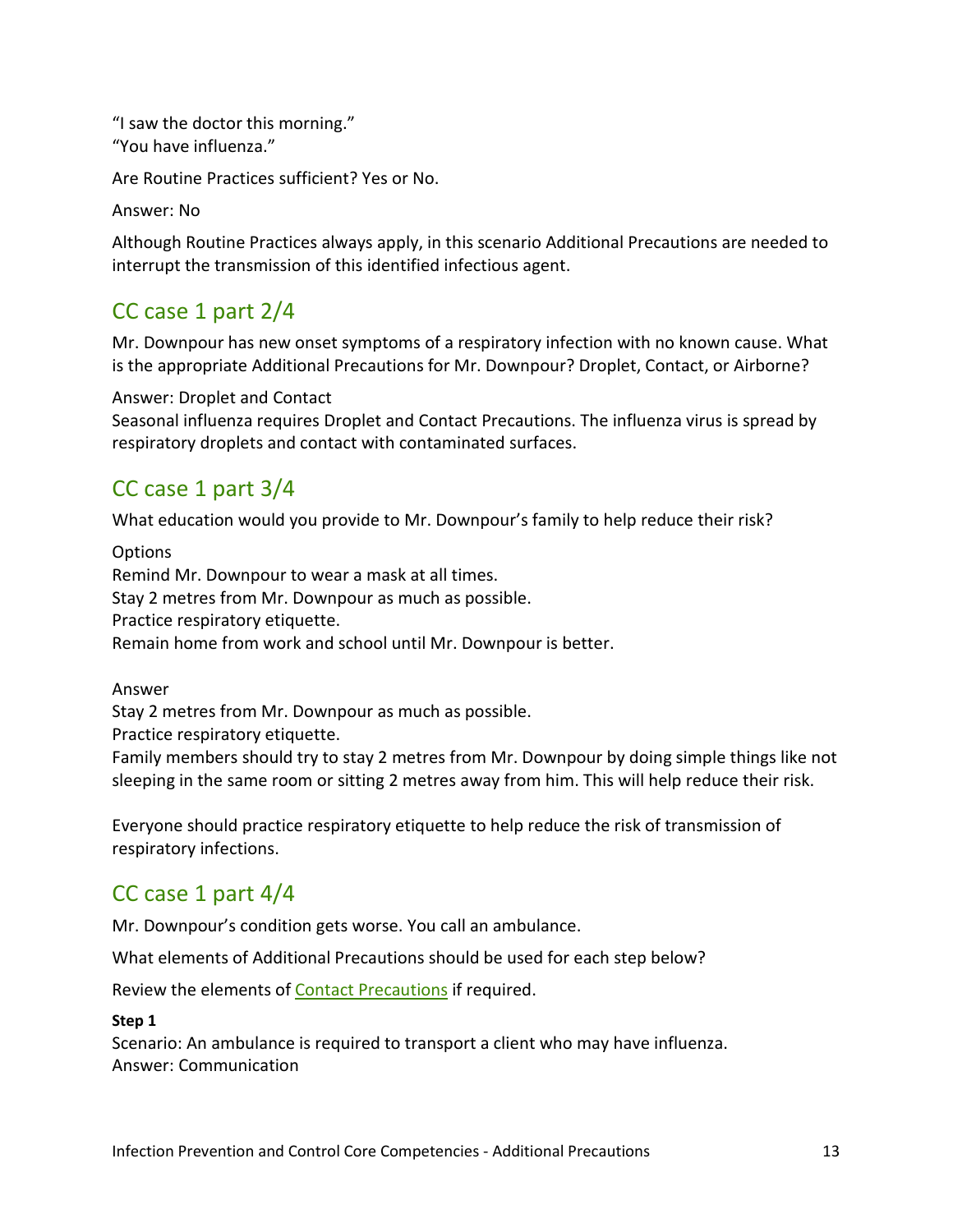"I saw the doctor this morning."
"You have influenza."

Are Routine Practices sufficient? Yes or No.

Answer: No

Although Routine Practices always apply, in this scenario Additional Precautions are needed to interrupt the transmission of this identified infectious agent.

## CC case 1 part 2/4

Mr. Downpour has new onset symptoms of a respiratory infection with no known cause. What is the appropriate Additional Precautions for Mr. Downpour? Droplet, Contact, or Airborne?

Answer: Droplet and Contact
Seasonal influenza requires Droplet and Contact Precautions. The influenza virus is spread by respiratory droplets and contact with contaminated surfaces.

## CC case 1 part 3/4

What education would you provide to Mr. Downpour's family to help reduce their risk?

Options
Remind Mr. Downpour to wear a mask at all times.
Stay 2 metres from Mr. Downpour as much as possible.
Practice respiratory etiquette.
Remain home from work and school until Mr. Downpour is better.

Answer
Stay 2 metres from Mr. Downpour as much as possible.
Practice respiratory etiquette.
Family members should try to stay 2 metres from Mr. Downpour by doing simple things like not sleeping in the same room or sitting 2 metres away from him. This will help reduce their risk.

Everyone should practice respiratory etiquette to help reduce the risk of transmission of respiratory infections.

## CC case 1 part 4/4

Mr. Downpour's condition gets worse. You call an ambulance.

What elements of Additional Precautions should be used for each step below?

Review the elements of Contact Precautions if required.

**Step 1**
Scenario: An ambulance is required to transport a client who may have influenza.
Answer: Communication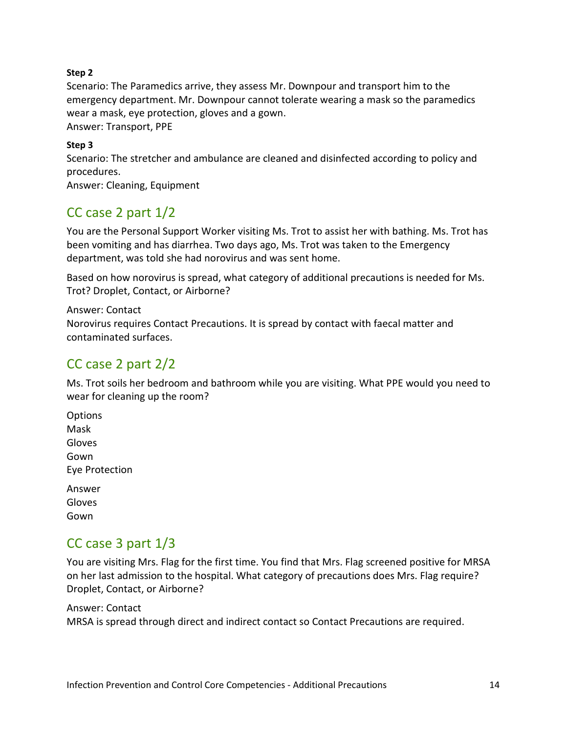**Step 2**

Scenario: The Paramedics arrive, they assess Mr. Downpour and transport him to the emergency department. Mr. Downpour cannot tolerate wearing a mask so the paramedics wear a mask, eye protection, gloves and a gown.

Answer: Transport, PPE

**Step 3**

Scenario: The stretcher and ambulance are cleaned and disinfected according to policy and procedures.

Answer: Cleaning, Equipment

## CC case 2 part 1/2

You are the Personal Support Worker visiting Ms. Trot to assist her with bathing. Ms. Trot has been vomiting and has diarrhea. Two days ago, Ms. Trot was taken to the Emergency department, was told she had norovirus and was sent home.

Based on how norovirus is spread, what category of additional precautions is needed for Ms. Trot? Droplet, Contact, or Airborne?

Answer: Contact

Norovirus requires Contact Precautions. It is spread by contact with faecal matter and contaminated surfaces.

## CC case 2 part 2/2

Ms. Trot soils her bedroom and bathroom while you are visiting. What PPE would you need to wear for cleaning up the room?

Options

Mask

Gloves

Gown

Eye Protection

Answer

Gloves

Gown

## CC case 3 part 1/3

You are visiting Mrs. Flag for the first time. You find that Mrs. Flag screened positive for MRSA on her last admission to the hospital. What category of precautions does Mrs. Flag require? Droplet, Contact, or Airborne?

Answer: Contact

MRSA is spread through direct and indirect contact so Contact Precautions are required.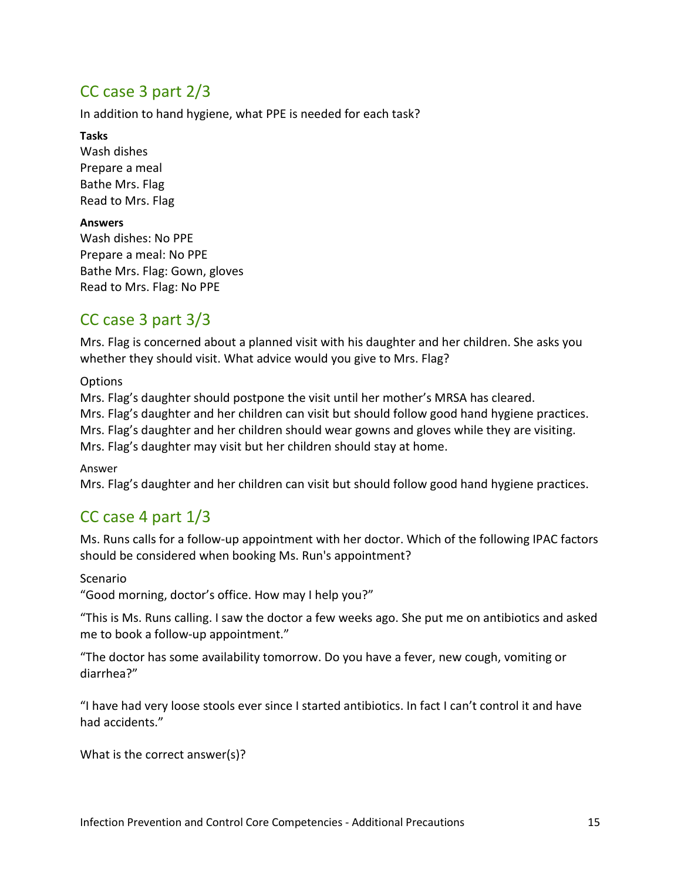## CC case 3 part 2/3

In addition to hand hygiene, what PPE is needed for each task?

**Tasks**

Wash dishes
Prepare a meal
Bathe Mrs. Flag
Read to Mrs. Flag

**Answers**

Wash dishes: No PPE
Prepare a meal: No PPE
Bathe Mrs. Flag: Gown, gloves
Read to Mrs. Flag: No PPE

## CC case 3 part 3/3

Mrs. Flag is concerned about a planned visit with his daughter and her children. She asks you whether they should visit. What advice would you give to Mrs. Flag?

Options

Mrs. Flag's daughter should postpone the visit until her mother's MRSA has cleared.
Mrs. Flag's daughter and her children can visit but should follow good hand hygiene practices.
Mrs. Flag's daughter and her children should wear gowns and gloves while they are visiting.
Mrs. Flag's daughter may visit but her children should stay at home.

Answer

Mrs. Flag's daughter and her children can visit but should follow good hand hygiene practices.

## CC case 4 part 1/3

Ms. Runs calls for a follow-up appointment with her doctor. Which of the following IPAC factors should be considered when booking Ms. Run's appointment?

Scenario

"Good morning, doctor's office. How may I help you?"

"This is Ms. Runs calling. I saw the doctor a few weeks ago. She put me on antibiotics and asked me to book a follow-up appointment."

"The doctor has some availability tomorrow. Do you have a fever, new cough, vomiting or diarrhea?"

"I have had very loose stools ever since I started antibiotics. In fact I can't control it and have had accidents."

What is the correct answer(s)?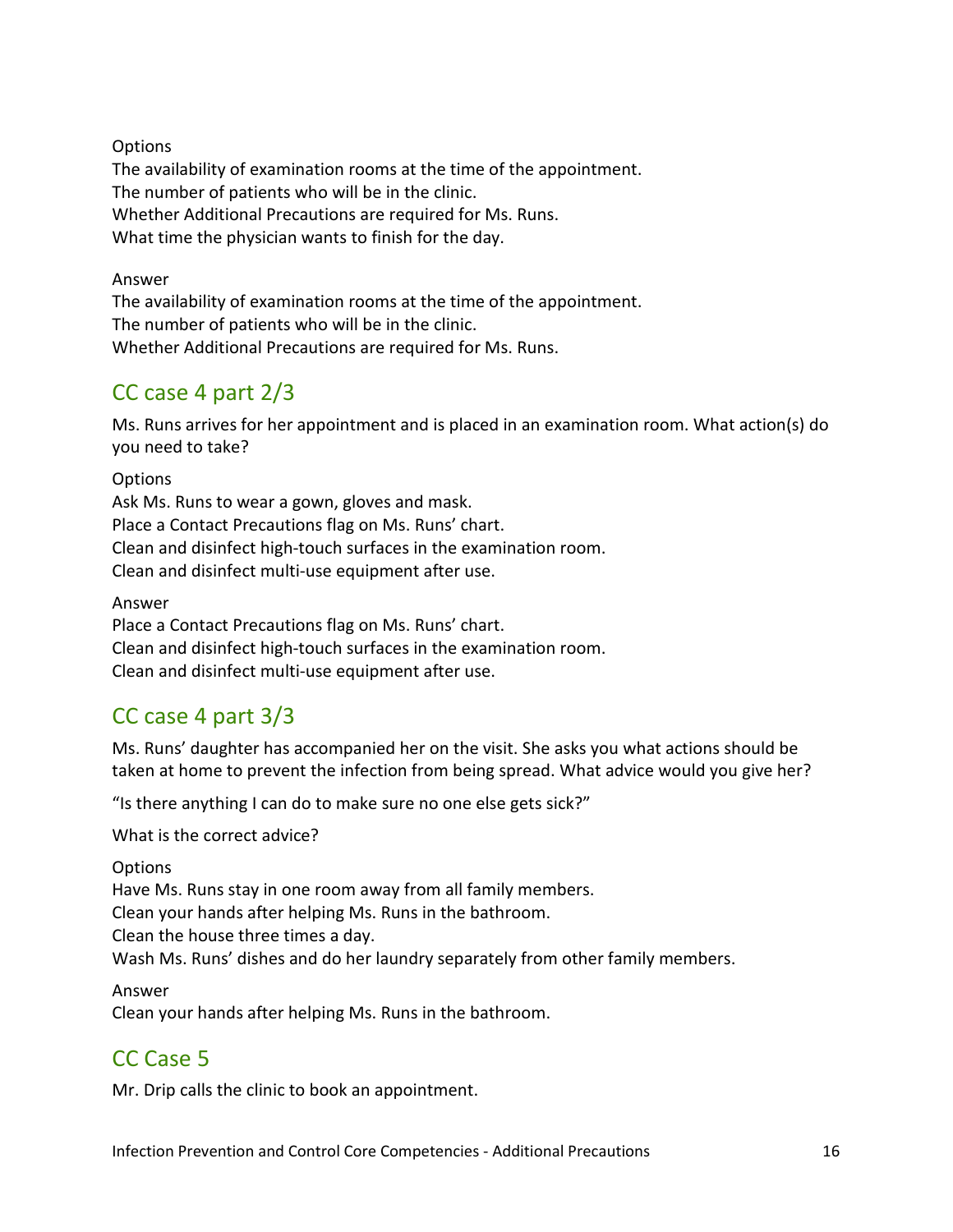Options

The availability of examination rooms at the time of the appointment.
The number of patients who will be in the clinic.
Whether Additional Precautions are required for Ms. Runs.
What time the physician wants to finish for the day.

Answer

The availability of examination rooms at the time of the appointment.
The number of patients who will be in the clinic.
Whether Additional Precautions are required for Ms. Runs.

## CC case 4 part 2/3

Ms. Runs arrives for her appointment and is placed in an examination room. What action(s) do you need to take?

Options

Ask Ms. Runs to wear a gown, gloves and mask.
Place a Contact Precautions flag on Ms. Runs' chart.
Clean and disinfect high-touch surfaces in the examination room.
Clean and disinfect multi-use equipment after use.

Answer

Place a Contact Precautions flag on Ms. Runs' chart.
Clean and disinfect high-touch surfaces in the examination room.
Clean and disinfect multi-use equipment after use.

## CC case 4 part 3/3

Ms. Runs' daughter has accompanied her on the visit. She asks you what actions should be taken at home to prevent the infection from being spread. What advice would you give her?

"Is there anything I can do to make sure no one else gets sick?"

What is the correct advice?

Options

Have Ms. Runs stay in one room away from all family members.
Clean your hands after helping Ms. Runs in the bathroom.
Clean the house three times a day.
Wash Ms. Runs' dishes and do her laundry separately from other family members.

Answer

Clean your hands after helping Ms. Runs in the bathroom.

## CC Case 5

Mr. Drip calls the clinic to book an appointment.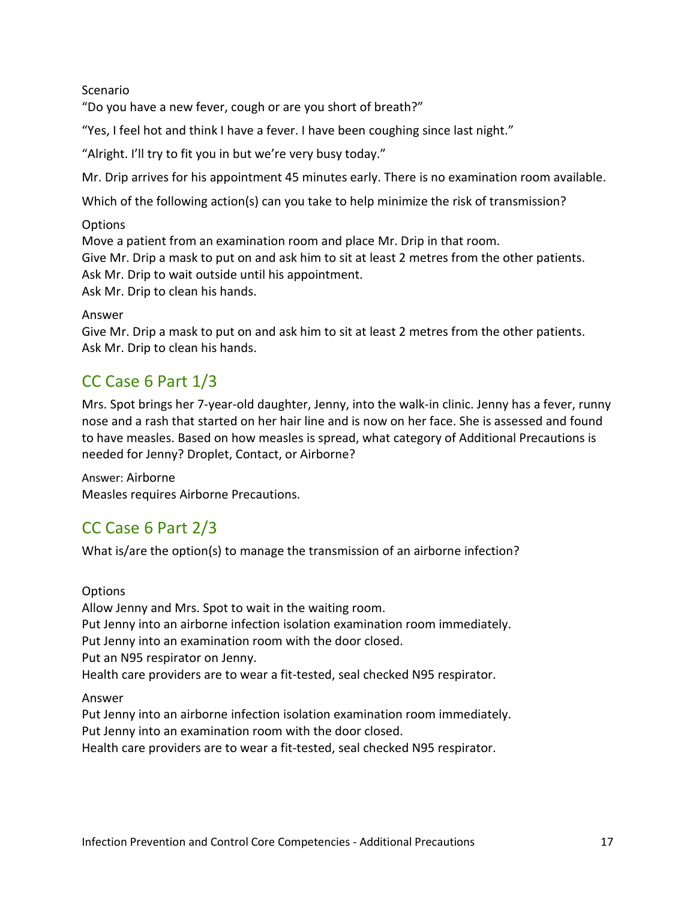Scenario

"Do you have a new fever, cough or are you short of breath?"

"Yes, I feel hot and think I have a fever. I have been coughing since last night."

"Alright. I'll try to fit you in but we're very busy today."

Mr. Drip arrives for his appointment 45 minutes early. There is no examination room available.

Which of the following action(s) can you take to help minimize the risk of transmission?

Options

Move a patient from an examination room and place Mr. Drip in that room.
Give Mr. Drip a mask to put on and ask him to sit at least 2 metres from the other patients.
Ask Mr. Drip to wait outside until his appointment.
Ask Mr. Drip to clean his hands.

Answer

Give Mr. Drip a mask to put on and ask him to sit at least 2 metres from the other patients.
Ask Mr. Drip to clean his hands.

## CC Case 6 Part 1/3

Mrs. Spot brings her 7-year-old daughter, Jenny, into the walk-in clinic. Jenny has a fever, runny nose and a rash that started on her hair line and is now on her face. She is assessed and found to have measles. Based on how measles is spread, what category of Additional Precautions is needed for Jenny? Droplet, Contact, or Airborne?

Answer: Airborne
Measles requires Airborne Precautions.

## CC Case 6 Part 2/3

What is/are the option(s) to manage the transmission of an airborne infection?

Options

Allow Jenny and Mrs. Spot to wait in the waiting room.
Put Jenny into an airborne infection isolation examination room immediately.
Put Jenny into an examination room with the door closed.
Put an N95 respirator on Jenny.
Health care providers are to wear a fit-tested, seal checked N95 respirator.

Answer

Put Jenny into an airborne infection isolation examination room immediately.
Put Jenny into an examination room with the door closed.
Health care providers are to wear a fit-tested, seal checked N95 respirator.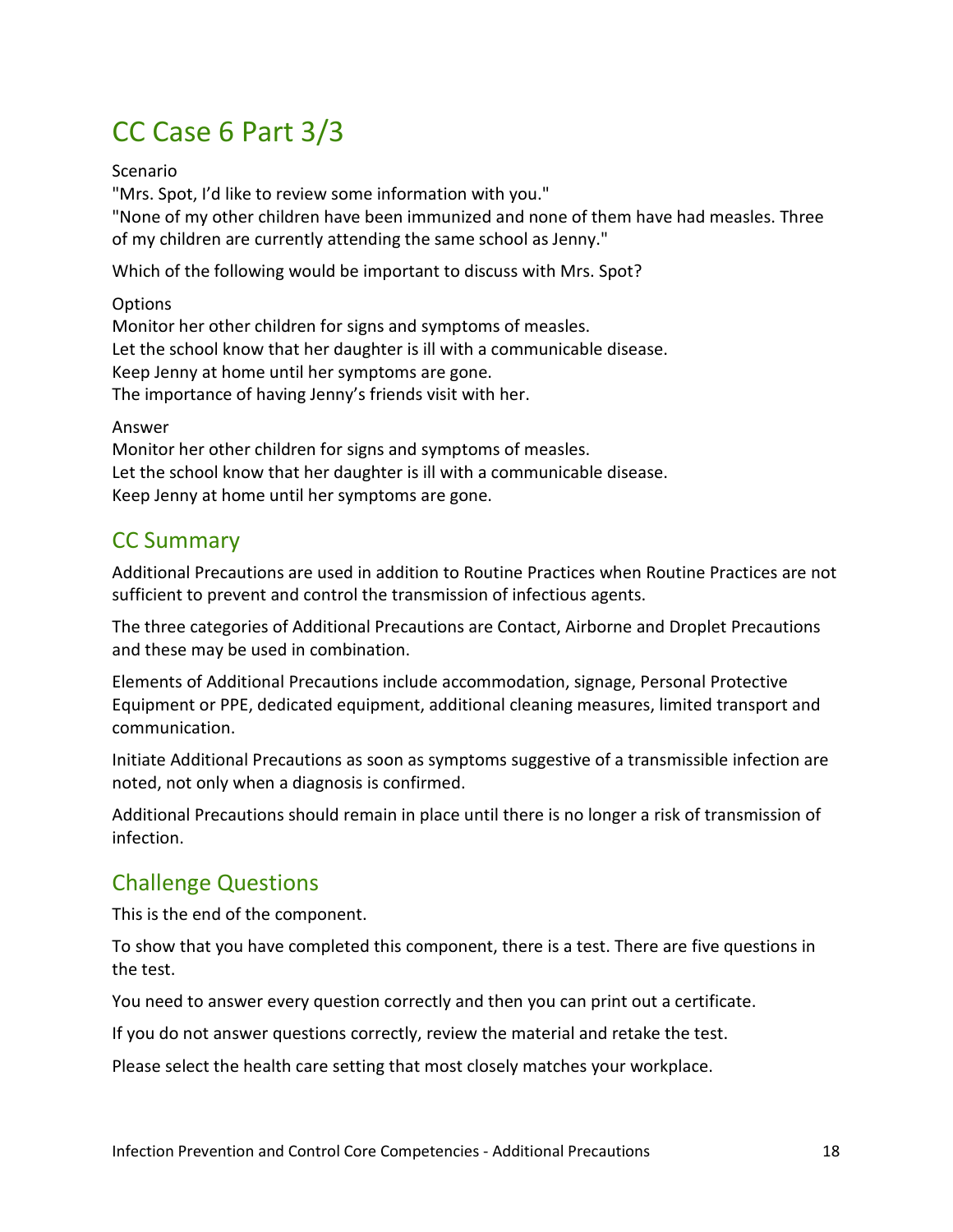# CC Case 6 Part 3/3

Scenario

"Mrs. Spot, I'd like to review some information with you."

"None of my other children have been immunized and none of them have had measles. Three of my children are currently attending the same school as Jenny."

Which of the following would be important to discuss with Mrs. Spot?

Options

Monitor her other children for signs and symptoms of measles.

Let the school know that her daughter is ill with a communicable disease.

Keep Jenny at home until her symptoms are gone.

The importance of having Jenny's friends visit with her.

Answer

Monitor her other children for signs and symptoms of measles.

Let the school know that her daughter is ill with a communicable disease.

Keep Jenny at home until her symptoms are gone.

## CC Summary

Additional Precautions are used in addition to Routine Practices when Routine Practices are not sufficient to prevent and control the transmission of infectious agents.

The three categories of Additional Precautions are Contact, Airborne and Droplet Precautions and these may be used in combination.

Elements of Additional Precautions include accommodation, signage, Personal Protective Equipment or PPE, dedicated equipment, additional cleaning measures, limited transport and communication.

Initiate Additional Precautions as soon as symptoms suggestive of a transmissible infection are noted, not only when a diagnosis is confirmed.

Additional Precautions should remain in place until there is no longer a risk of transmission of infection.

## Challenge Questions

This is the end of the component.

To show that you have completed this component, there is a test. There are five questions in the test.

You need to answer every question correctly and then you can print out a certificate.

If you do not answer questions correctly, review the material and retake the test.

Please select the health care setting that most closely matches your workplace.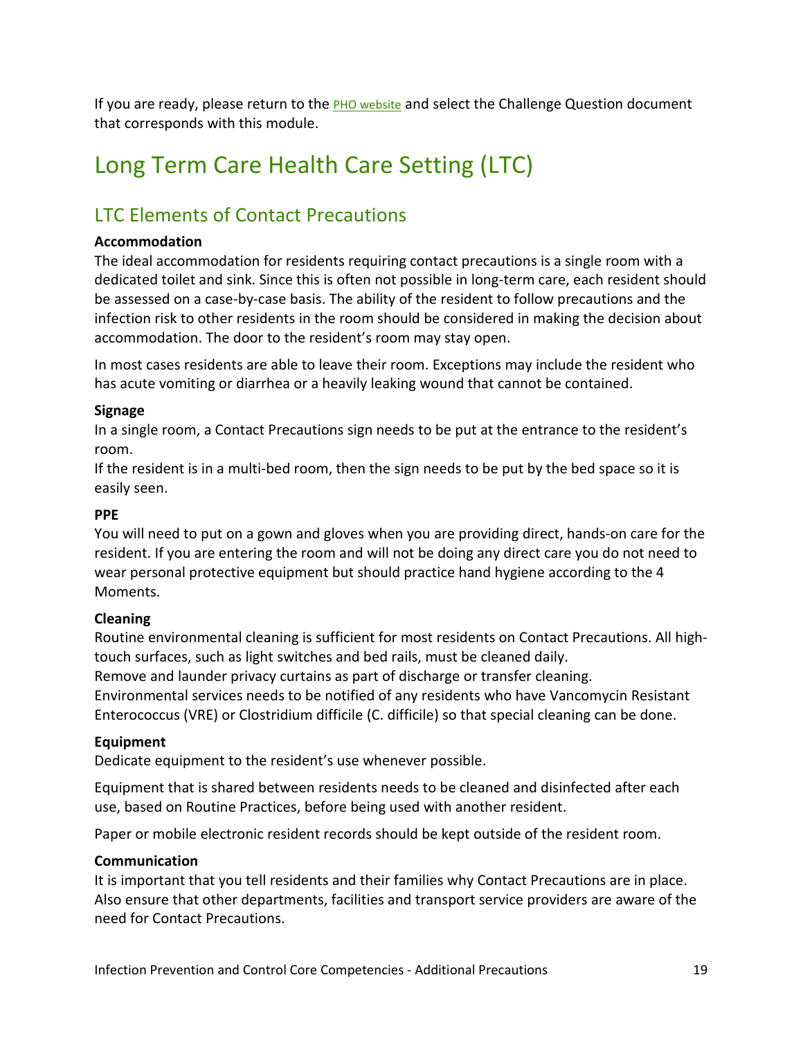If you are ready, please return to the [PHO website] and select the Challenge Question document that corresponds with this module.

# Long Term Care Health Care Setting (LTC)

## LTC Elements of Contact Precautions

**Accommodation**

The ideal accommodation for residents requiring contact precautions is a single room with a dedicated toilet and sink. Since this is often not possible in long-term care, each resident should be assessed on a case-by-case basis. The ability of the resident to follow precautions and the infection risk to other residents in the room should be considered in making the decision about accommodation. The door to the resident's room may stay open.

In most cases residents are able to leave their room. Exceptions may include the resident who has acute vomiting or diarrhea or a heavily leaking wound that cannot be contained.

**Signage**

In a single room, a Contact Precautions sign needs to be put at the entrance to the resident's room.

If the resident is in a multi-bed room, then the sign needs to be put by the bed space so it is easily seen.

**PPE**

You will need to put on a gown and gloves when you are providing direct, hands-on care for the resident. If you are entering the room and will not be doing any direct care you do not need to wear personal protective equipment but should practice hand hygiene according to the 4 Moments.

**Cleaning**

Routine environmental cleaning is sufficient for most residents on Contact Precautions. All high-touch surfaces, such as light switches and bed rails, must be cleaned daily.

Remove and launder privacy curtains as part of discharge or transfer cleaning.

Environmental services needs to be notified of any residents who have Vancomycin Resistant Enterococcus (VRE) or Clostridium difficile (C. difficile) so that special cleaning can be done.

**Equipment**

Dedicate equipment to the resident's use whenever possible.

Equipment that is shared between residents needs to be cleaned and disinfected after each use, based on Routine Practices, before being used with another resident.

Paper or mobile electronic resident records should be kept outside of the resident room.

**Communication**

It is important that you tell residents and their families why Contact Precautions are in place. Also ensure that other departments, facilities and transport service providers are aware of the need for Contact Precautions.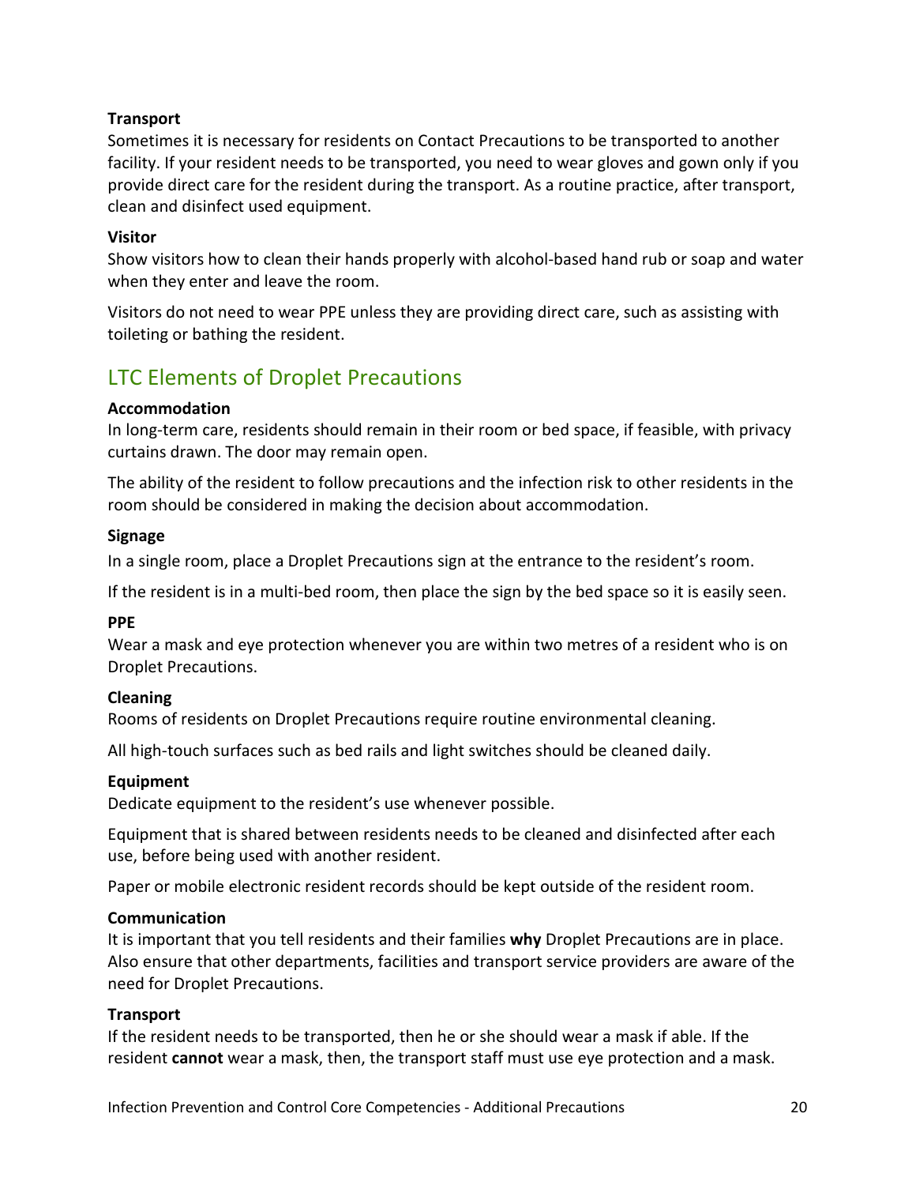**Transport**

Sometimes it is necessary for residents on Contact Precautions to be transported to another facility. If your resident needs to be transported, you need to wear gloves and gown only if you provide direct care for the resident during the transport. As a routine practice, after transport, clean and disinfect used equipment.

**Visitor**

Show visitors how to clean their hands properly with alcohol-based hand rub or soap and water when they enter and leave the room.

Visitors do not need to wear PPE unless they are providing direct care, such as assisting with toileting or bathing the resident.

## LTC Elements of Droplet Precautions

**Accommodation**

In long-term care, residents should remain in their room or bed space, if feasible, with privacy curtains drawn. The door may remain open.

The ability of the resident to follow precautions and the infection risk to other residents in the room should be considered in making the decision about accommodation.

**Signage**

In a single room, place a Droplet Precautions sign at the entrance to the resident's room.

If the resident is in a multi-bed room, then place the sign by the bed space so it is easily seen.

**PPE**

Wear a mask and eye protection whenever you are within two metres of a resident who is on Droplet Precautions.

**Cleaning**

Rooms of residents on Droplet Precautions require routine environmental cleaning.

All high-touch surfaces such as bed rails and light switches should be cleaned daily.

**Equipment**

Dedicate equipment to the resident's use whenever possible.

Equipment that is shared between residents needs to be cleaned and disinfected after each use, before being used with another resident.

Paper or mobile electronic resident records should be kept outside of the resident room.

**Communication**

It is important that you tell residents and their families **why** Droplet Precautions are in place. Also ensure that other departments, facilities and transport service providers are aware of the need for Droplet Precautions.

**Transport**

If the resident needs to be transported, then he or she should wear a mask if able. If the resident **cannot** wear a mask, then, the transport staff must use eye protection and a mask.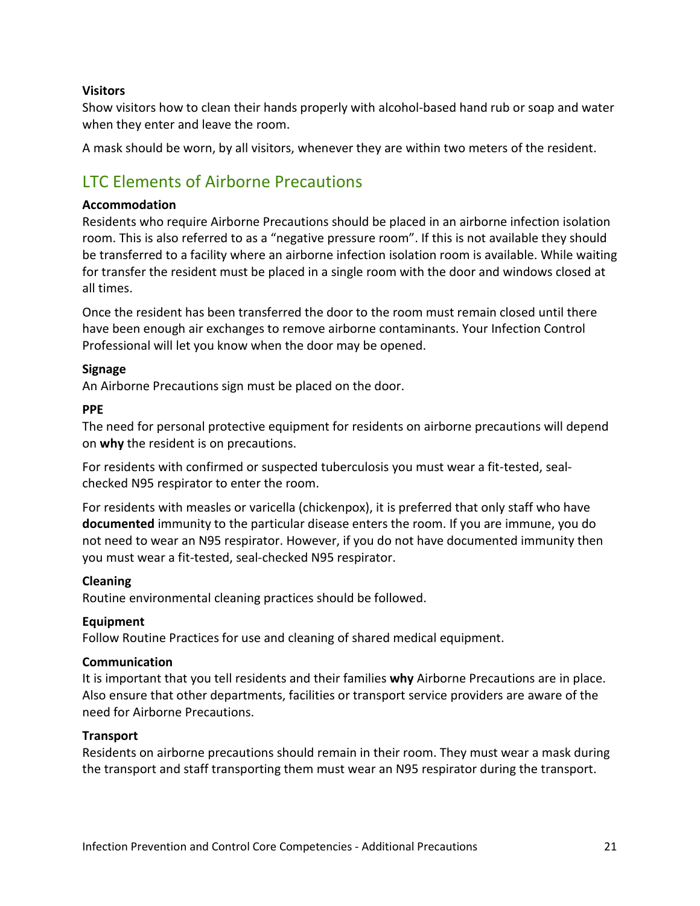**Visitors**

Show visitors how to clean their hands properly with alcohol-based hand rub or soap and water when they enter and leave the room.

A mask should be worn, by all visitors, whenever they are within two meters of the resident.

## LTC Elements of Airborne Precautions

**Accommodation**

Residents who require Airborne Precautions should be placed in an airborne infection isolation room. This is also referred to as a "negative pressure room". If this is not available they should be transferred to a facility where an airborne infection isolation room is available. While waiting for transfer the resident must be placed in a single room with the door and windows closed at all times.

Once the resident has been transferred the door to the room must remain closed until there have been enough air exchanges to remove airborne contaminants. Your Infection Control Professional will let you know when the door may be opened.

**Signage**

An Airborne Precautions sign must be placed on the door.

**PPE**

The need for personal protective equipment for residents on airborne precautions will depend on **why** the resident is on precautions.

For residents with confirmed or suspected tuberculosis you must wear a fit-tested, seal-checked N95 respirator to enter the room.

For residents with measles or varicella (chickenpox), it is preferred that only staff who have **documented** immunity to the particular disease enters the room. If you are immune, you do not need to wear an N95 respirator. However, if you do not have documented immunity then you must wear a fit-tested, seal-checked N95 respirator.

**Cleaning**

Routine environmental cleaning practices should be followed.

**Equipment**

Follow Routine Practices for use and cleaning of shared medical equipment.

**Communication**

It is important that you tell residents and their families **why** Airborne Precautions are in place. Also ensure that other departments, facilities or transport service providers are aware of the need for Airborne Precautions.

**Transport**

Residents on airborne precautions should remain in their room. They must wear a mask during the transport and staff transporting them must wear an N95 respirator during the transport.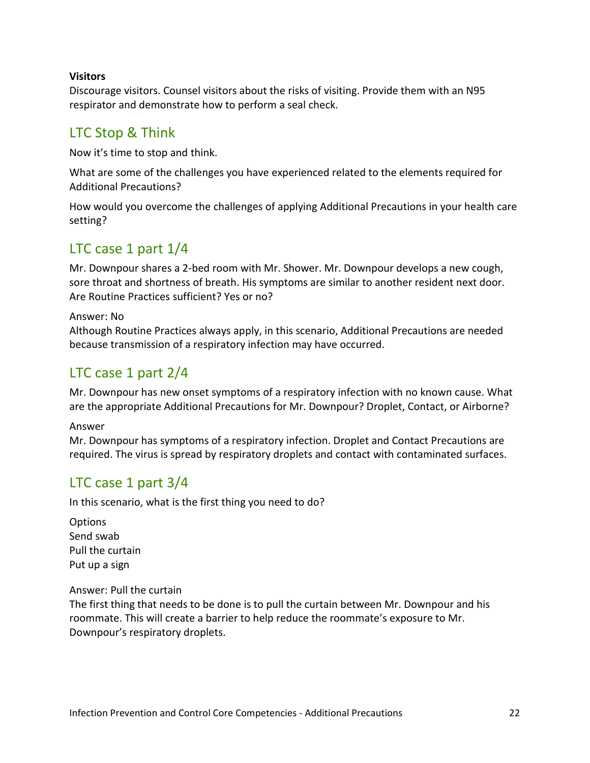**Visitors**

Discourage visitors. Counsel visitors about the risks of visiting. Provide them with an N95 respirator and demonstrate how to perform a seal check.

## LTC Stop & Think

Now it's time to stop and think.

What are some of the challenges you have experienced related to the elements required for Additional Precautions?

How would you overcome the challenges of applying Additional Precautions in your health care setting?

## LTC case 1 part 1/4

Mr. Downpour shares a 2-bed room with Mr. Shower. Mr. Downpour develops a new cough, sore throat and shortness of breath. His symptoms are similar to another resident next door. Are Routine Practices sufficient? Yes or no?

Answer: No
Although Routine Practices always apply, in this scenario, Additional Precautions are needed because transmission of a respiratory infection may have occurred.

## LTC case 1 part 2/4

Mr. Downpour has new onset symptoms of a respiratory infection with no known cause. What are the appropriate Additional Precautions for Mr. Downpour? Droplet, Contact, or Airborne?

Answer
Mr. Downpour has symptoms of a respiratory infection. Droplet and Contact Precautions are required. The virus is spread by respiratory droplets and contact with contaminated surfaces.

## LTC case 1 part 3/4

In this scenario, what is the first thing you need to do?

Options
Send swab
Pull the curtain
Put up a sign

Answer: Pull the curtain
The first thing that needs to be done is to pull the curtain between Mr. Downpour and his roommate. This will create a barrier to help reduce the roommate's exposure to Mr. Downpour's respiratory droplets.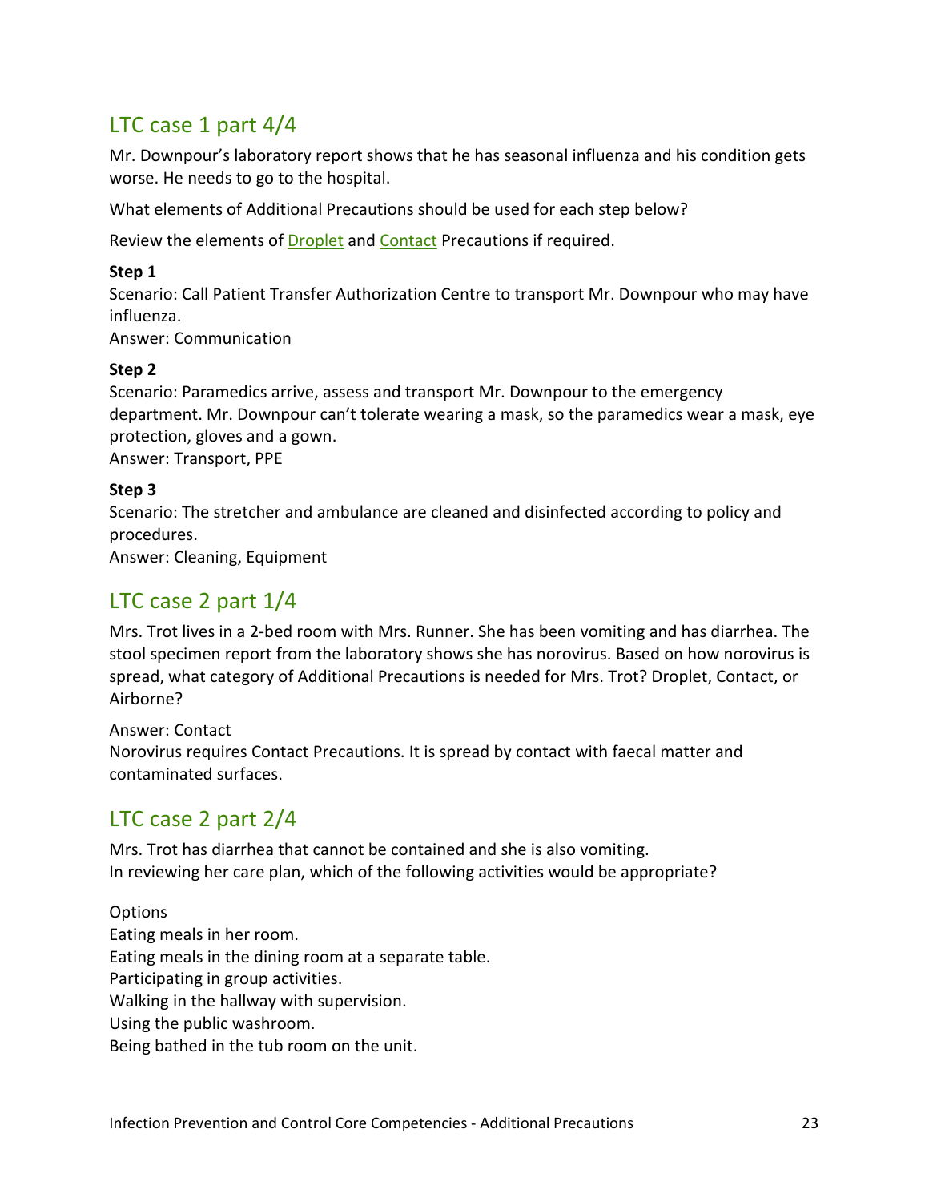## LTC case 1 part 4/4

Mr. Downpour's laboratory report shows that he has seasonal influenza and his condition gets worse. He needs to go to the hospital.

What elements of Additional Precautions should be used for each step below?

Review the elements of Droplet and Contact Precautions if required.

**Step 1**
Scenario: Call Patient Transfer Authorization Centre to transport Mr. Downpour who may have influenza.
Answer: Communication

**Step 2**
Scenario: Paramedics arrive, assess and transport Mr. Downpour to the emergency department. Mr. Downpour can't tolerate wearing a mask, so the paramedics wear a mask, eye protection, gloves and a gown.
Answer: Transport, PPE

**Step 3**
Scenario: The stretcher and ambulance are cleaned and disinfected according to policy and procedures.
Answer: Cleaning, Equipment

## LTC case 2 part 1/4

Mrs. Trot lives in a 2-bed room with Mrs. Runner. She has been vomiting and has diarrhea. The stool specimen report from the laboratory shows she has norovirus. Based on how norovirus is spread, what category of Additional Precautions is needed for Mrs. Trot? Droplet, Contact, or Airborne?

Answer: Contact
Norovirus requires Contact Precautions. It is spread by contact with faecal matter and contaminated surfaces.

## LTC case 2 part 2/4

Mrs. Trot has diarrhea that cannot be contained and she is also vomiting.
In reviewing her care plan, which of the following activities would be appropriate?

Options
Eating meals in her room.
Eating meals in the dining room at a separate table.
Participating in group activities.
Walking in the hallway with supervision.
Using the public washroom.
Being bathed in the tub room on the unit.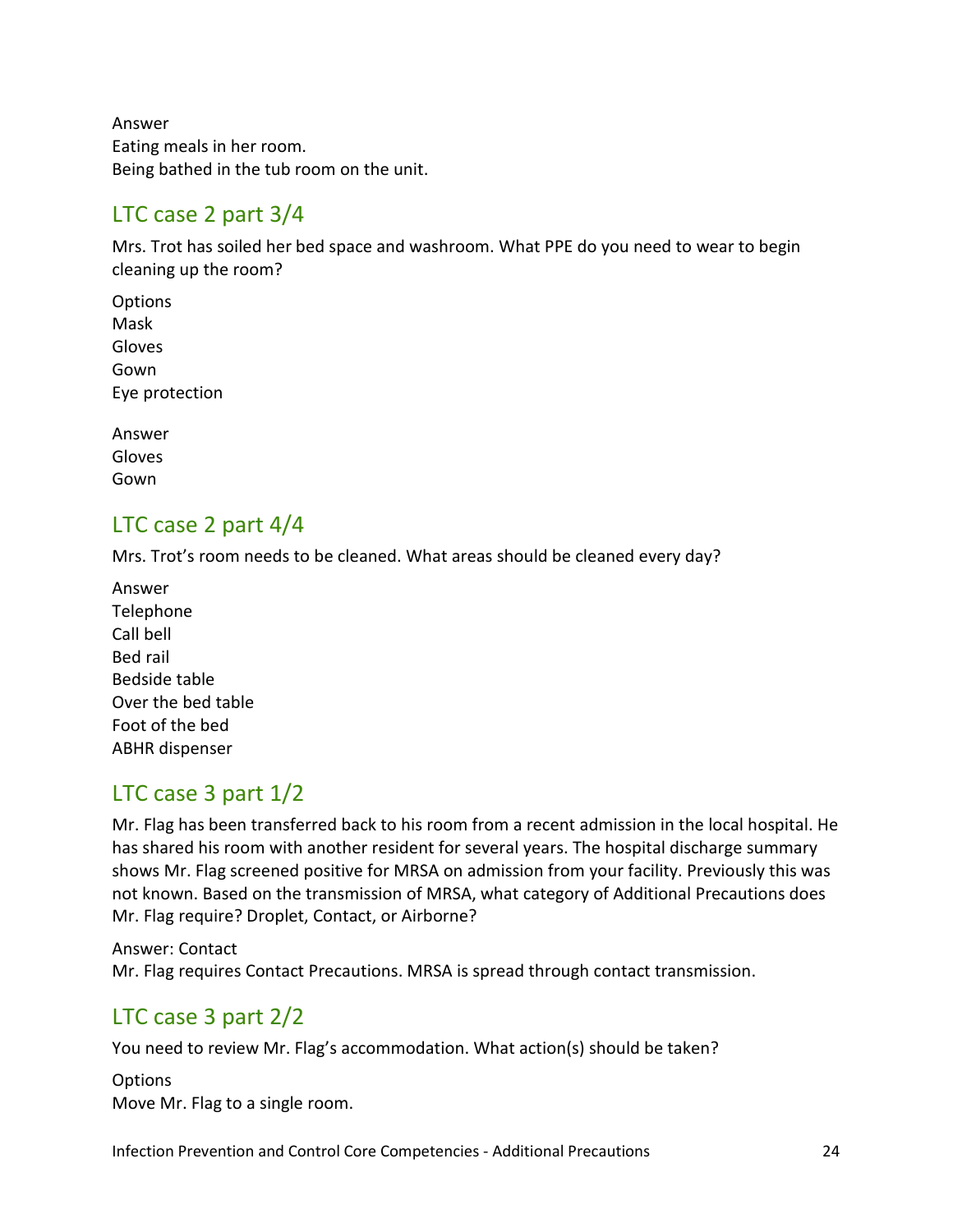Answer
Eating meals in her room.
Being bathed in the tub room on the unit.

## LTC case 2 part 3/4

Mrs. Trot has soiled her bed space and washroom. What PPE do you need to wear to begin cleaning up the room?

Options
Mask
Gloves
Gown
Eye protection

Answer
Gloves
Gown

## LTC case 2 part 4/4

Mrs. Trot's room needs to be cleaned. What areas should be cleaned every day?

Answer
Telephone
Call bell
Bed rail
Bedside table
Over the bed table
Foot of the bed
ABHR dispenser

## LTC case 3 part 1/2

Mr. Flag has been transferred back to his room from a recent admission in the local hospital. He has shared his room with another resident for several years. The hospital discharge summary shows Mr. Flag screened positive for MRSA on admission from your facility. Previously this was not known. Based on the transmission of MRSA, what category of Additional Precautions does Mr. Flag require? Droplet, Contact, or Airborne?

Answer: Contact
Mr. Flag requires Contact Precautions. MRSA is spread through contact transmission.

## LTC case 3 part 2/2

You need to review Mr. Flag's accommodation. What action(s) should be taken?

Options
Move Mr. Flag to a single room.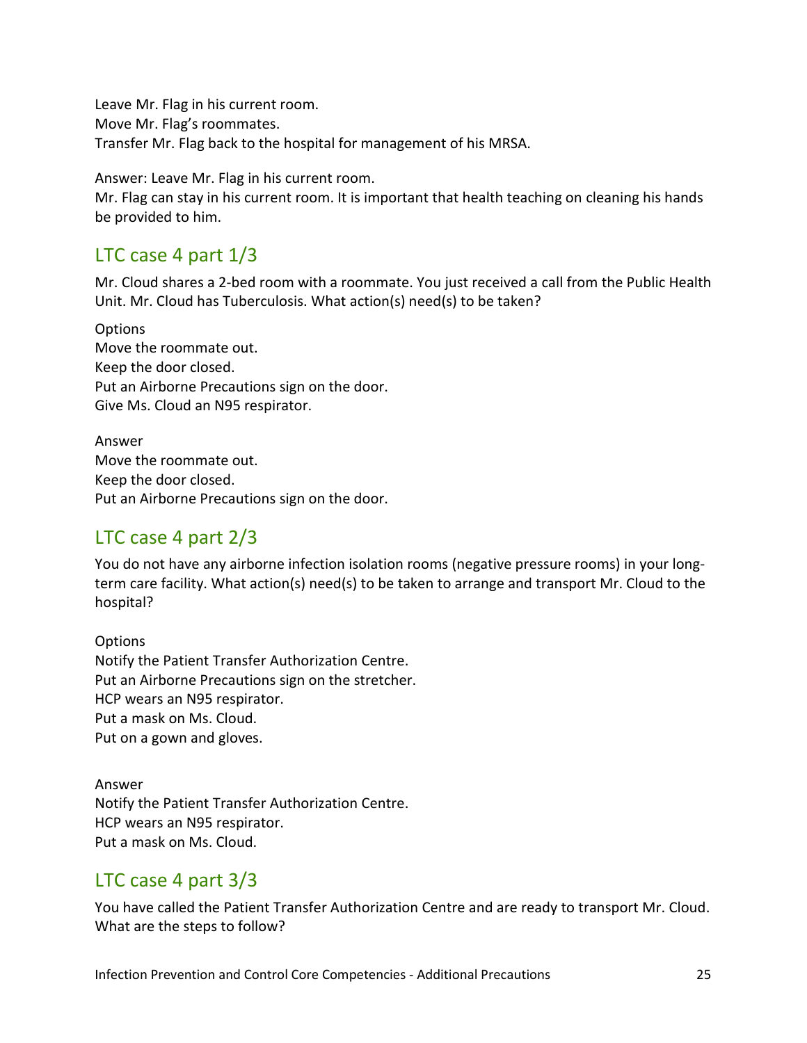Leave Mr. Flag in his current room.
Move Mr. Flag's roommates.
Transfer Mr. Flag back to the hospital for management of his MRSA.

Answer: Leave Mr. Flag in his current room.
Mr. Flag can stay in his current room. It is important that health teaching on cleaning his hands be provided to him.

## LTC case 4 part 1/3

Mr. Cloud shares a 2-bed room with a roommate. You just received a call from the Public Health Unit. Mr. Cloud has Tuberculosis. What action(s) need(s) to be taken?

Options
Move the roommate out.
Keep the door closed.
Put an Airborne Precautions sign on the door.
Give Ms. Cloud an N95 respirator.

Answer
Move the roommate out.
Keep the door closed.
Put an Airborne Precautions sign on the door.

## LTC case 4 part 2/3

You do not have any airborne infection isolation rooms (negative pressure rooms) in your long-term care facility. What action(s) need(s) to be taken to arrange and transport Mr. Cloud to the hospital?

Options
Notify the Patient Transfer Authorization Centre.
Put an Airborne Precautions sign on the stretcher.
HCP wears an N95 respirator.
Put a mask on Ms. Cloud.
Put on a gown and gloves.

Answer
Notify the Patient Transfer Authorization Centre.
HCP wears an N95 respirator.
Put a mask on Ms. Cloud.

## LTC case 4 part 3/3

You have called the Patient Transfer Authorization Centre and are ready to transport Mr. Cloud. What are the steps to follow?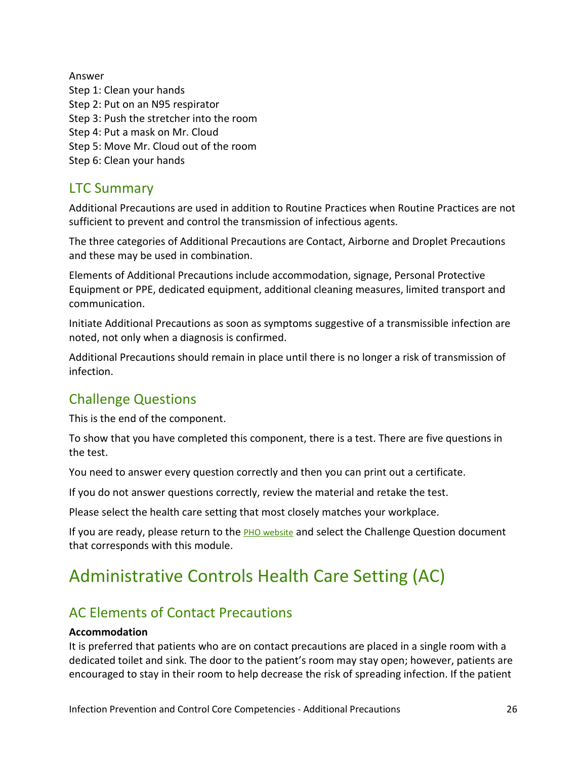Answer
Step 1: Clean your hands
Step 2: Put on an N95 respirator
Step 3: Push the stretcher into the room
Step 4: Put a mask on Mr. Cloud
Step 5: Move Mr. Cloud out of the room
Step 6: Clean your hands

## LTC Summary

Additional Precautions are used in addition to Routine Practices when Routine Practices are not sufficient to prevent and control the transmission of infectious agents.

The three categories of Additional Precautions are Contact, Airborne and Droplet Precautions and these may be used in combination.

Elements of Additional Precautions include accommodation, signage, Personal Protective Equipment or PPE, dedicated equipment, additional cleaning measures, limited transport and communication.

Initiate Additional Precautions as soon as symptoms suggestive of a transmissible infection are noted, not only when a diagnosis is confirmed.

Additional Precautions should remain in place until there is no longer a risk of transmission of infection.

## Challenge Questions

This is the end of the component.

To show that you have completed this component, there is a test. There are five questions in the test.

You need to answer every question correctly and then you can print out a certificate.

If you do not answer questions correctly, review the material and retake the test.

Please select the health care setting that most closely matches your workplace.

If you are ready, please return to the PHO website and select the Challenge Question document that corresponds with this module.

# Administrative Controls Health Care Setting (AC)

## AC Elements of Contact Precautions

**Accommodation**
It is preferred that patients who are on contact precautions are placed in a single room with a dedicated toilet and sink. The door to the patient's room may stay open; however, patients are encouraged to stay in their room to help decrease the risk of spreading infection. If the patient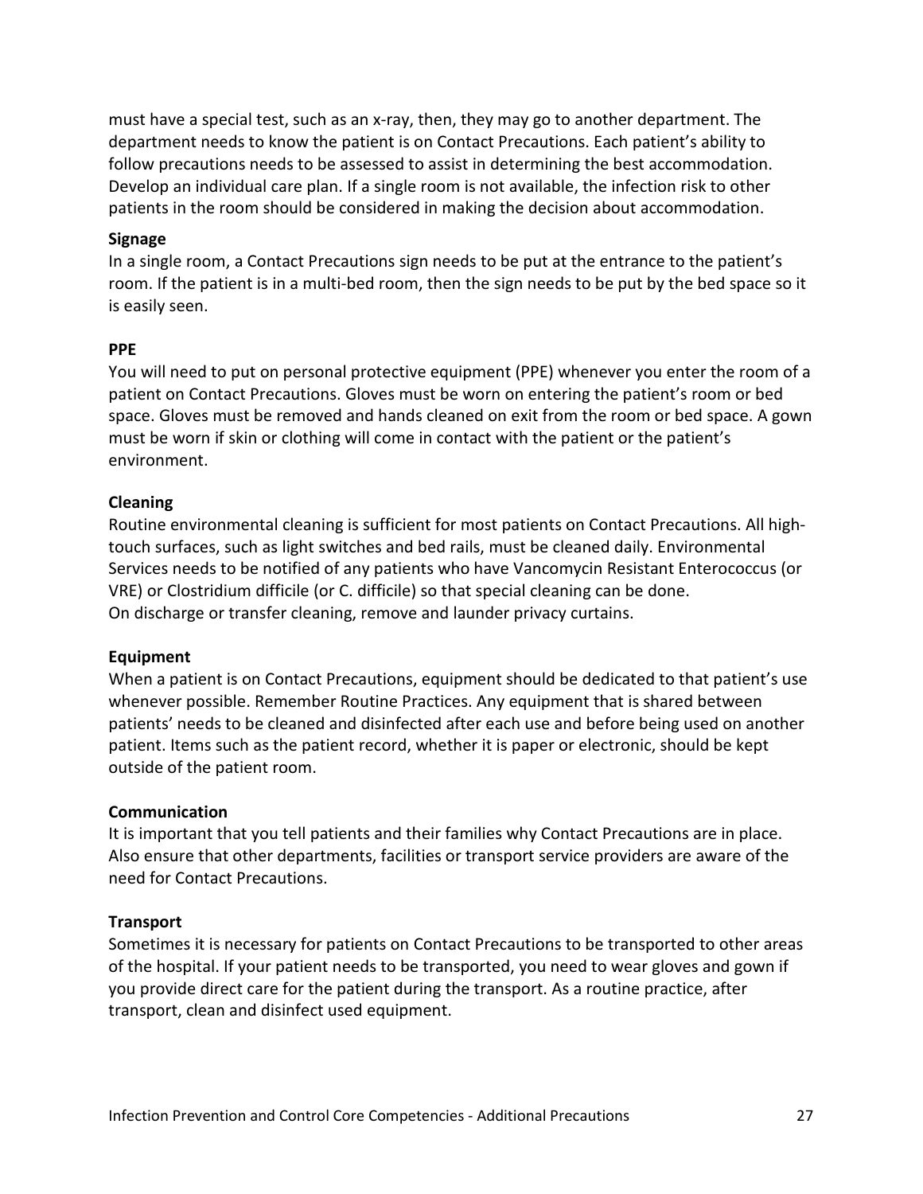must have a special test, such as an x-ray, then, they may go to another department. The department needs to know the patient is on Contact Precautions. Each patient's ability to follow precautions needs to be assessed to assist in determining the best accommodation. Develop an individual care plan. If a single room is not available, the infection risk to other patients in the room should be considered in making the decision about accommodation.

**Signage**

In a single room, a Contact Precautions sign needs to be put at the entrance to the patient's room. If the patient is in a multi-bed room, then the sign needs to be put by the bed space so it is easily seen.

**PPE**

You will need to put on personal protective equipment (PPE) whenever you enter the room of a patient on Contact Precautions. Gloves must be worn on entering the patient's room or bed space. Gloves must be removed and hands cleaned on exit from the room or bed space. A gown must be worn if skin or clothing will come in contact with the patient or the patient's environment.

**Cleaning**

Routine environmental cleaning is sufficient for most patients on Contact Precautions. All high-touch surfaces, such as light switches and bed rails, must be cleaned daily. Environmental Services needs to be notified of any patients who have Vancomycin Resistant Enterococcus (or VRE) or Clostridium difficile (or C. difficile) so that special cleaning can be done.
On discharge or transfer cleaning, remove and launder privacy curtains.

**Equipment**

When a patient is on Contact Precautions, equipment should be dedicated to that patient's use whenever possible. Remember Routine Practices. Any equipment that is shared between patients' needs to be cleaned and disinfected after each use and before being used on another patient. Items such as the patient record, whether it is paper or electronic, should be kept outside of the patient room.

**Communication**

It is important that you tell patients and their families why Contact Precautions are in place. Also ensure that other departments, facilities or transport service providers are aware of the need for Contact Precautions.

**Transport**

Sometimes it is necessary for patients on Contact Precautions to be transported to other areas of the hospital. If your patient needs to be transported, you need to wear gloves and gown if you provide direct care for the patient during the transport. As a routine practice, after transport, clean and disinfect used equipment.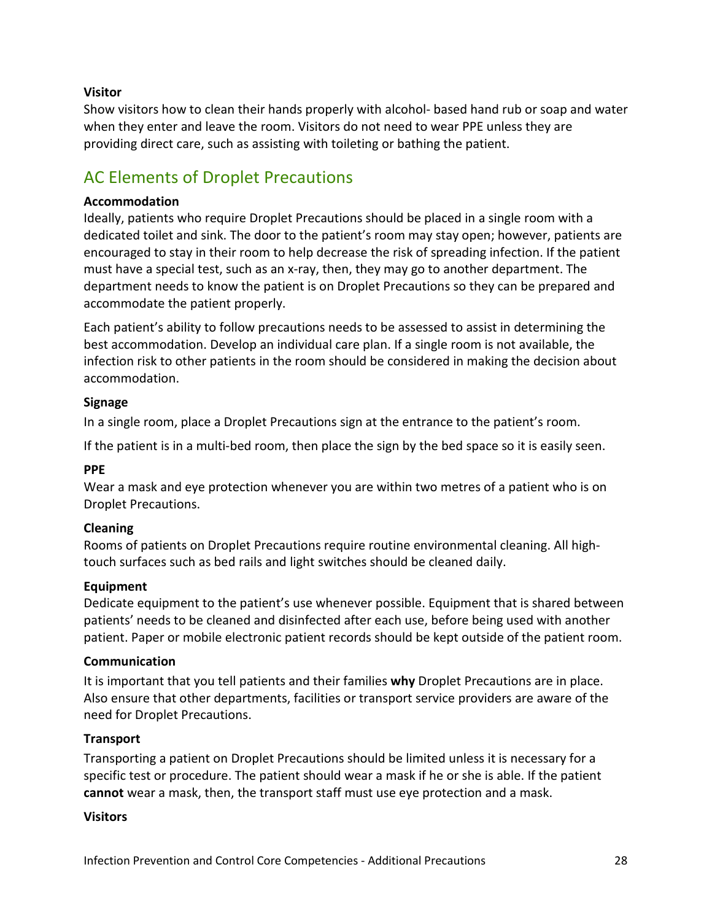**Visitor**

Show visitors how to clean their hands properly with alcohol- based hand rub or soap and water when they enter and leave the room. Visitors do not need to wear PPE unless they are providing direct care, such as assisting with toileting or bathing the patient.

## AC Elements of Droplet Precautions

**Accommodation**

Ideally, patients who require Droplet Precautions should be placed in a single room with a dedicated toilet and sink. The door to the patient's room may stay open; however, patients are encouraged to stay in their room to help decrease the risk of spreading infection. If the patient must have a special test, such as an x-ray, then, they may go to another department. The department needs to know the patient is on Droplet Precautions so they can be prepared and accommodate the patient properly.

Each patient's ability to follow precautions needs to be assessed to assist in determining the best accommodation. Develop an individual care plan. If a single room is not available, the infection risk to other patients in the room should be considered in making the decision about accommodation.

**Signage**

In a single room, place a Droplet Precautions sign at the entrance to the patient's room.

If the patient is in a multi-bed room, then place the sign by the bed space so it is easily seen.

**PPE**

Wear a mask and eye protection whenever you are within two metres of a patient who is on Droplet Precautions.

**Cleaning**

Rooms of patients on Droplet Precautions require routine environmental cleaning. All high-touch surfaces such as bed rails and light switches should be cleaned daily.

**Equipment**

Dedicate equipment to the patient's use whenever possible. Equipment that is shared between patients' needs to be cleaned and disinfected after each use, before being used with another patient. Paper or mobile electronic patient records should be kept outside of the patient room.

**Communication**

It is important that you tell patients and their families **why** Droplet Precautions are in place. Also ensure that other departments, facilities or transport service providers are aware of the need for Droplet Precautions.

**Transport**

Transporting a patient on Droplet Precautions should be limited unless it is necessary for a specific test or procedure. The patient should wear a mask if he or she is able. If the patient **cannot** wear a mask, then, the transport staff must use eye protection and a mask.

**Visitors**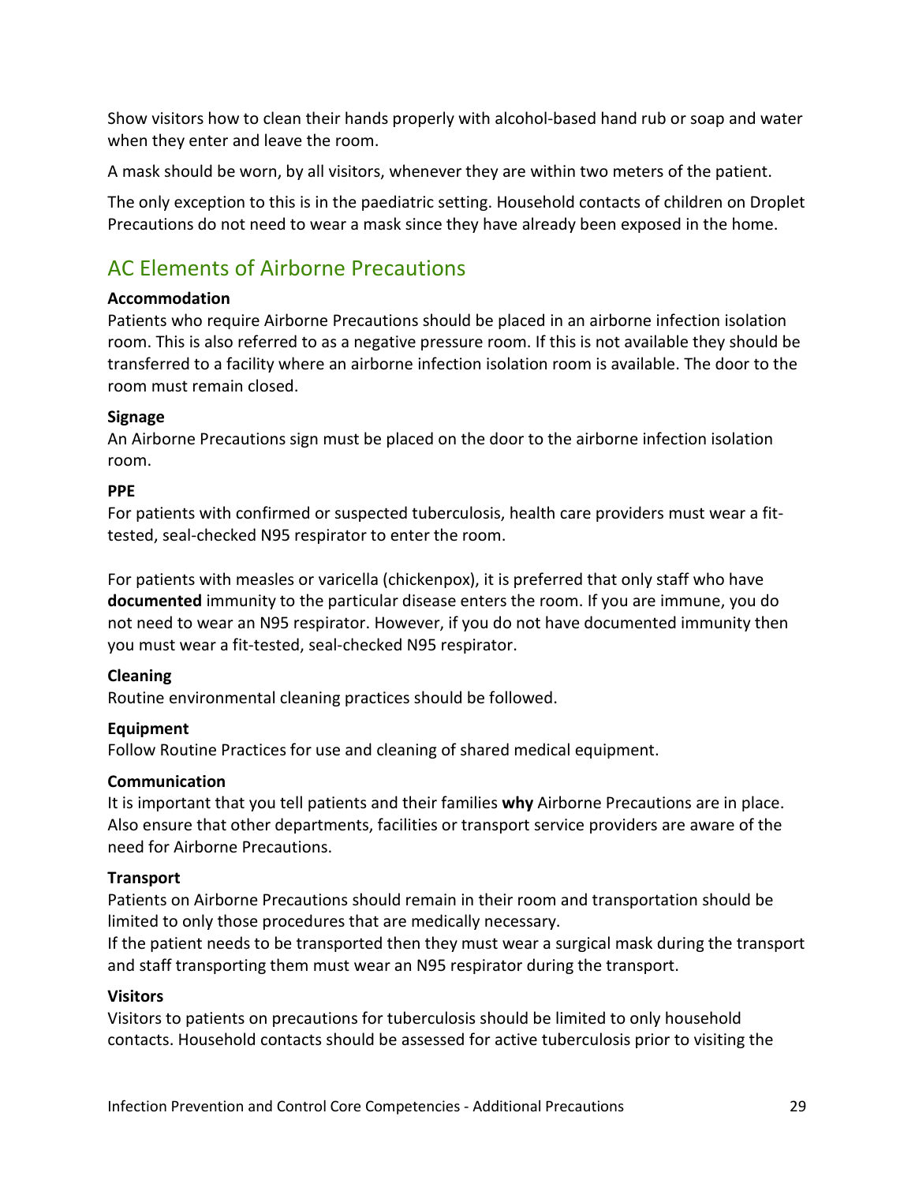Show visitors how to clean their hands properly with alcohol-based hand rub or soap and water when they enter and leave the room.

A mask should be worn, by all visitors, whenever they are within two meters of the patient.

The only exception to this is in the paediatric setting. Household contacts of children on Droplet Precautions do not need to wear a mask since they have already been exposed in the home.

## AC Elements of Airborne Precautions

**Accommodation**
Patients who require Airborne Precautions should be placed in an airborne infection isolation room. This is also referred to as a negative pressure room. If this is not available they should be transferred to a facility where an airborne infection isolation room is available. The door to the room must remain closed.

**Signage**
An Airborne Precautions sign must be placed on the door to the airborne infection isolation room.

**PPE**
For patients with confirmed or suspected tuberculosis, health care providers must wear a fit-tested, seal-checked N95 respirator to enter the room.

For patients with measles or varicella (chickenpox), it is preferred that only staff who have **documented** immunity to the particular disease enters the room. If you are immune, you do not need to wear an N95 respirator. However, if you do not have documented immunity then you must wear a fit-tested, seal-checked N95 respirator.

**Cleaning**
Routine environmental cleaning practices should be followed.

**Equipment**
Follow Routine Practices for use and cleaning of shared medical equipment.

**Communication**
It is important that you tell patients and their families **why** Airborne Precautions are in place. Also ensure that other departments, facilities or transport service providers are aware of the need for Airborne Precautions.

**Transport**
Patients on Airborne Precautions should remain in their room and transportation should be limited to only those procedures that are medically necessary.
If the patient needs to be transported then they must wear a surgical mask during the transport and staff transporting them must wear an N95 respirator during the transport.

**Visitors**
Visitors to patients on precautions for tuberculosis should be limited to only household contacts. Household contacts should be assessed for active tuberculosis prior to visiting the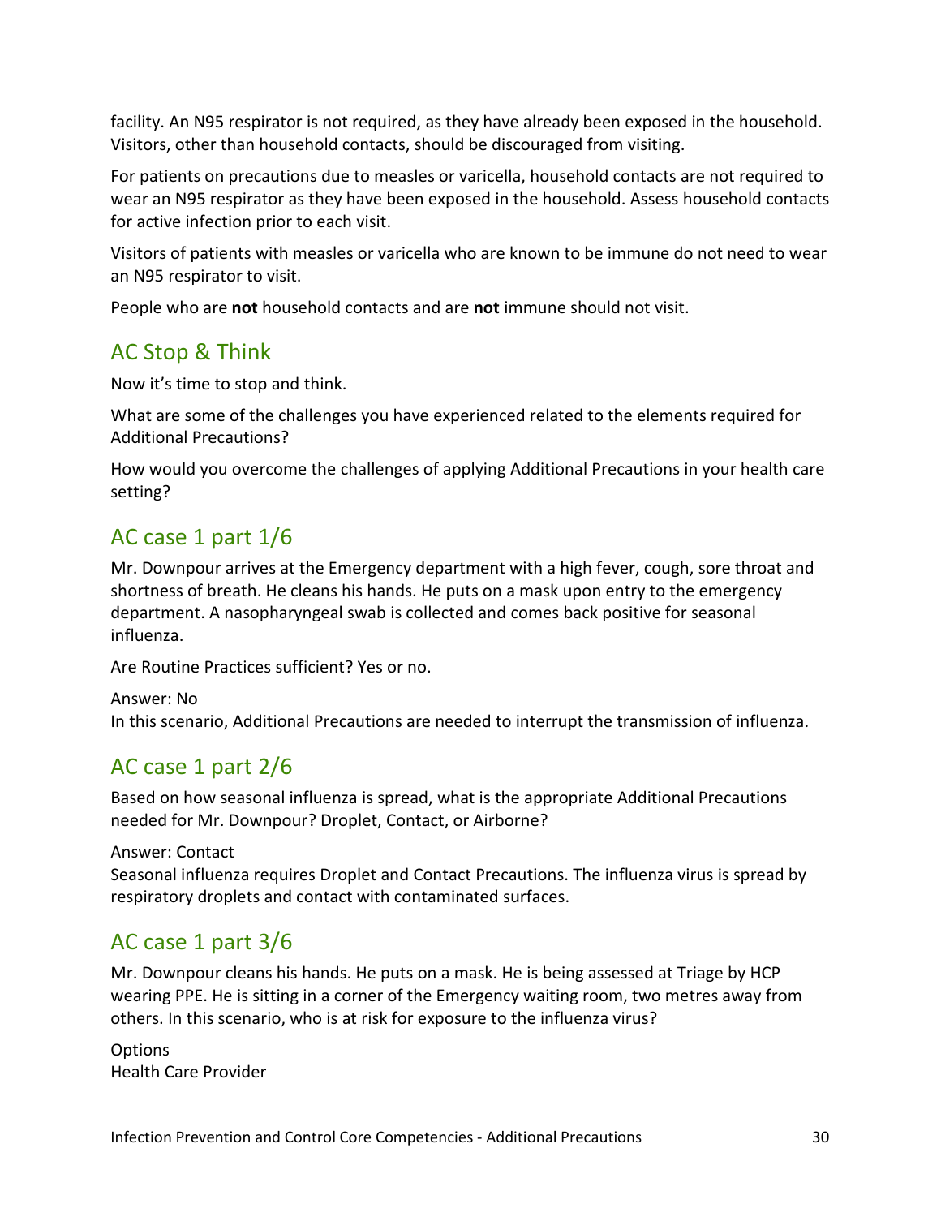facility. An N95 respirator is not required, as they have already been exposed in the household. Visitors, other than household contacts, should be discouraged from visiting.

For patients on precautions due to measles or varicella, household contacts are not required to wear an N95 respirator as they have been exposed in the household. Assess household contacts for active infection prior to each visit.

Visitors of patients with measles or varicella who are known to be immune do not need to wear an N95 respirator to visit.

People who are **not** household contacts and are **not** immune should not visit.

## AC Stop & Think

Now it's time to stop and think.

What are some of the challenges you have experienced related to the elements required for Additional Precautions?

How would you overcome the challenges of applying Additional Precautions in your health care setting?

## AC case 1 part 1/6

Mr. Downpour arrives at the Emergency department with a high fever, cough, sore throat and shortness of breath. He cleans his hands. He puts on a mask upon entry to the emergency department. A nasopharyngeal swab is collected and comes back positive for seasonal influenza.

Are Routine Practices sufficient? Yes or no.

Answer: No
In this scenario, Additional Precautions are needed to interrupt the transmission of influenza.

## AC case 1 part 2/6

Based on how seasonal influenza is spread, what is the appropriate Additional Precautions needed for Mr. Downpour? Droplet, Contact, or Airborne?

Answer: Contact
Seasonal influenza requires Droplet and Contact Precautions. The influenza virus is spread by respiratory droplets and contact with contaminated surfaces.

## AC case 1 part 3/6

Mr. Downpour cleans his hands. He puts on a mask. He is being assessed at Triage by HCP wearing PPE. He is sitting in a corner of the Emergency waiting room, two metres away from others. In this scenario, who is at risk for exposure to the influenza virus?

Options
Health Care Provider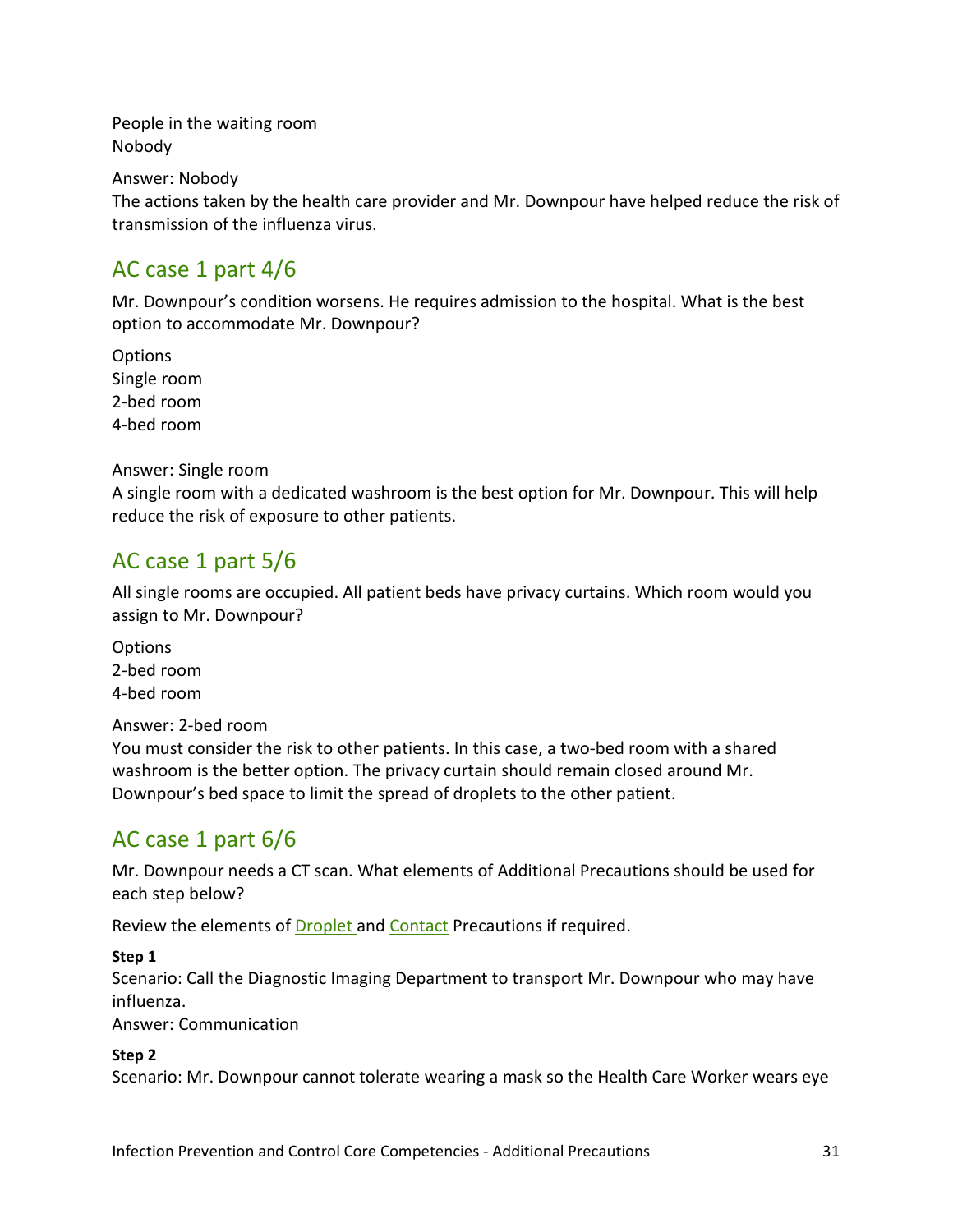People in the waiting room
Nobody

Answer: Nobody
The actions taken by the health care provider and Mr. Downpour have helped reduce the risk of transmission of the influenza virus.

## AC case 1 part 4/6

Mr. Downpour's condition worsens. He requires admission to the hospital. What is the best option to accommodate Mr. Downpour?

Options
Single room
2-bed room
4-bed room

Answer: Single room
A single room with a dedicated washroom is the best option for Mr. Downpour. This will help reduce the risk of exposure to other patients.

## AC case 1 part 5/6

All single rooms are occupied. All patient beds have privacy curtains. Which room would you assign to Mr. Downpour?

Options
2-bed room
4-bed room

Answer: 2-bed room
You must consider the risk to other patients. In this case, a two-bed room with a shared washroom is the better option. The privacy curtain should remain closed around Mr. Downpour's bed space to limit the spread of droplets to the other patient.

## AC case 1 part 6/6

Mr. Downpour needs a CT scan. What elements of Additional Precautions should be used for each step below?

Review the elements of Droplet and Contact Precautions if required.

**Step 1**
Scenario: Call the Diagnostic Imaging Department to transport Mr. Downpour who may have influenza.
Answer: Communication

**Step 2**
Scenario: Mr. Downpour cannot tolerate wearing a mask so the Health Care Worker wears eye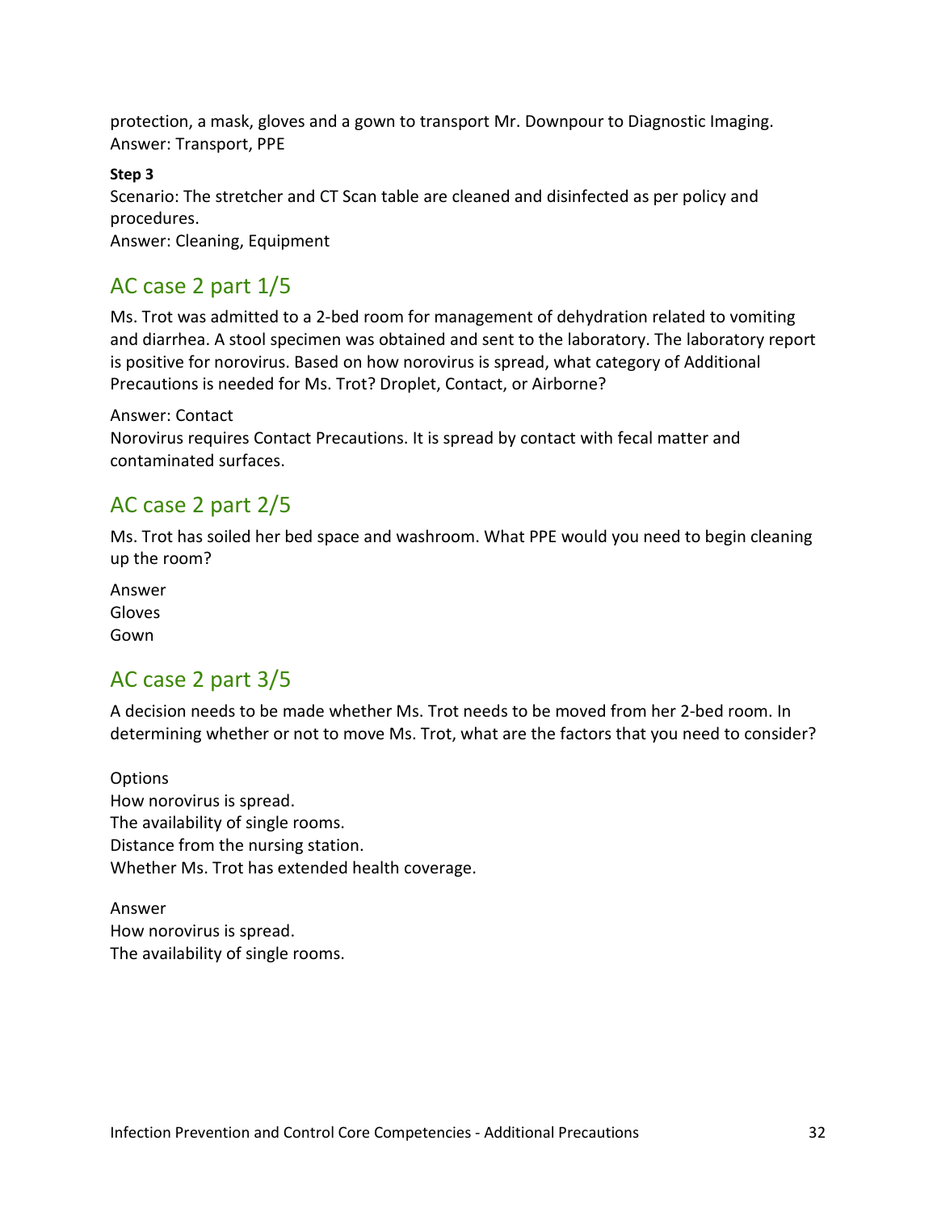protection, a mask, gloves and a gown to transport Mr. Downpour to Diagnostic Imaging.
Answer: Transport, PPE

**Step 3**

Scenario: The stretcher and CT Scan table are cleaned and disinfected as per policy and procedures.
Answer: Cleaning, Equipment

## AC case 2 part 1/5

Ms. Trot was admitted to a 2-bed room for management of dehydration related to vomiting and diarrhea. A stool specimen was obtained and sent to the laboratory. The laboratory report is positive for norovirus. Based on how norovirus is spread, what category of Additional Precautions is needed for Ms. Trot? Droplet, Contact, or Airborne?

Answer: Contact
Norovirus requires Contact Precautions. It is spread by contact with fecal matter and contaminated surfaces.

## AC case 2 part 2/5

Ms. Trot has soiled her bed space and washroom. What PPE would you need to begin cleaning up the room?

Answer
Gloves
Gown

## AC case 2 part 3/5

A decision needs to be made whether Ms. Trot needs to be moved from her 2-bed room. In determining whether or not to move Ms. Trot, what are the factors that you need to consider?

Options
How norovirus is spread.
The availability of single rooms.
Distance from the nursing station.
Whether Ms. Trot has extended health coverage.

Answer
How norovirus is spread.
The availability of single rooms.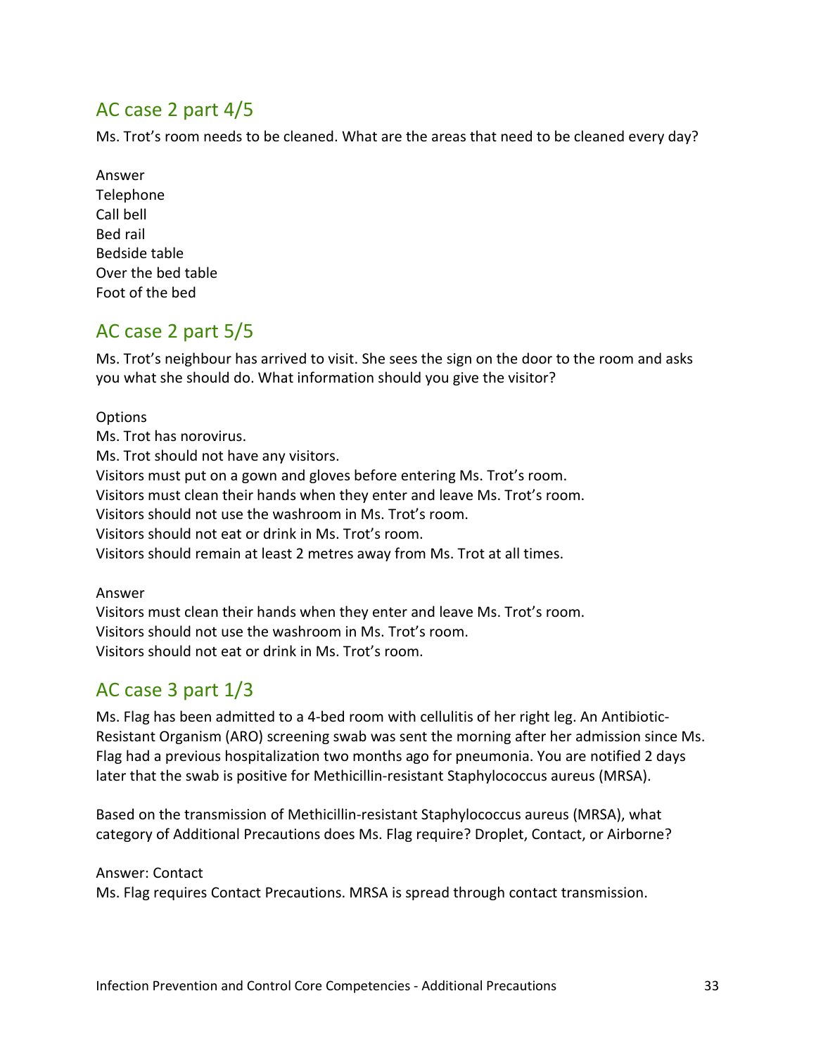## AC case 2 part 4/5

Ms. Trot's room needs to be cleaned. What are the areas that need to be cleaned every day?

Answer
Telephone
Call bell
Bed rail
Bedside table
Over the bed table
Foot of the bed

## AC case 2 part 5/5

Ms. Trot's neighbour has arrived to visit. She sees the sign on the door to the room and asks you what she should do. What information should you give the visitor?

Options
Ms. Trot has norovirus.
Ms. Trot should not have any visitors.
Visitors must put on a gown and gloves before entering Ms. Trot's room.
Visitors must clean their hands when they enter and leave Ms. Trot's room.
Visitors should not use the washroom in Ms. Trot's room.
Visitors should not eat or drink in Ms. Trot's room.
Visitors should remain at least 2 metres away from Ms. Trot at all times.

Answer
Visitors must clean their hands when they enter and leave Ms. Trot's room.
Visitors should not use the washroom in Ms. Trot's room.
Visitors should not eat or drink in Ms. Trot's room.

## AC case 3 part 1/3

Ms. Flag has been admitted to a 4-bed room with cellulitis of her right leg. An Antibiotic-Resistant Organism (ARO) screening swab was sent the morning after her admission since Ms. Flag had a previous hospitalization two months ago for pneumonia. You are notified 2 days later that the swab is positive for Methicillin-resistant Staphylococcus aureus (MRSA).

Based on the transmission of Methicillin-resistant Staphylococcus aureus (MRSA), what category of Additional Precautions does Ms. Flag require? Droplet, Contact, or Airborne?

Answer: Contact
Ms. Flag requires Contact Precautions. MRSA is spread through contact transmission.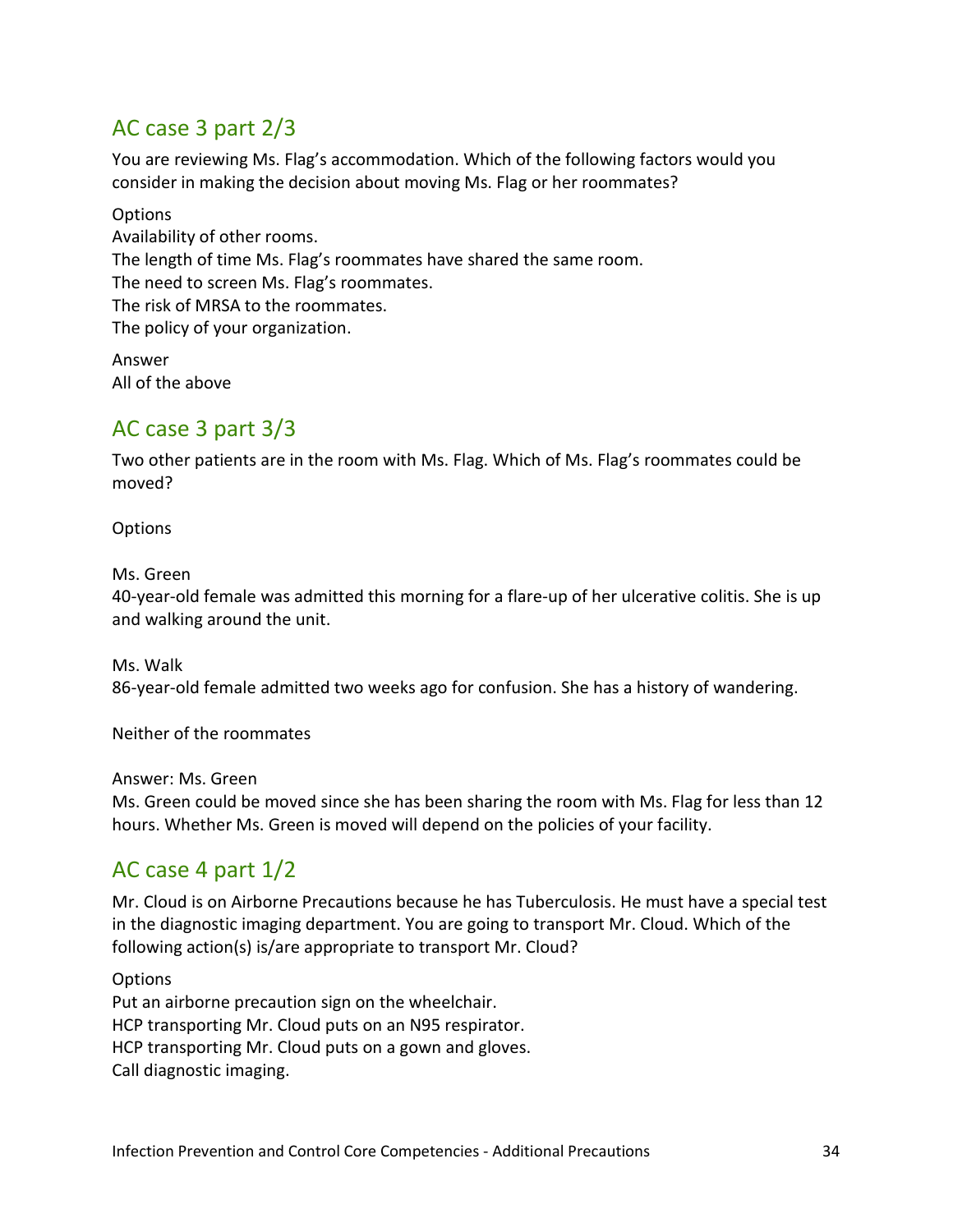## AC case 3 part 2/3

You are reviewing Ms. Flag's accommodation. Which of the following factors would you consider in making the decision about moving Ms. Flag or her roommates?

Options
Availability of other rooms.
The length of time Ms. Flag's roommates have shared the same room.
The need to screen Ms. Flag's roommates.
The risk of MRSA to the roommates.
The policy of your organization.

Answer
All of the above

## AC case 3 part 3/3

Two other patients are in the room with Ms. Flag. Which of Ms. Flag's roommates could be moved?

Options

Ms. Green
40-year-old female was admitted this morning for a flare-up of her ulcerative colitis. She is up and walking around the unit.

Ms. Walk
86-year-old female admitted two weeks ago for confusion. She has a history of wandering.

Neither of the roommates

Answer: Ms. Green
Ms. Green could be moved since she has been sharing the room with Ms. Flag for less than 12 hours. Whether Ms. Green is moved will depend on the policies of your facility.

## AC case 4 part 1/2

Mr. Cloud is on Airborne Precautions because he has Tuberculosis. He must have a special test in the diagnostic imaging department. You are going to transport Mr. Cloud. Which of the following action(s) is/are appropriate to transport Mr. Cloud?

Options
Put an airborne precaution sign on the wheelchair.
HCP transporting Mr. Cloud puts on an N95 respirator.
HCP transporting Mr. Cloud puts on a gown and gloves.
Call diagnostic imaging.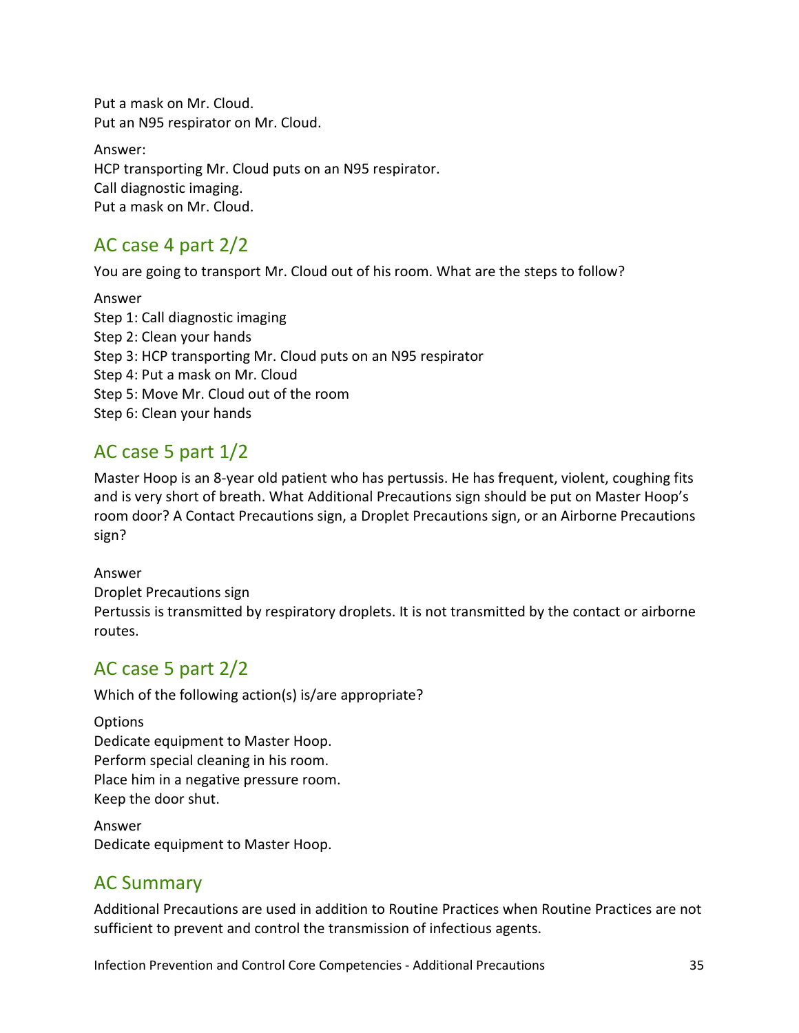Put a mask on Mr. Cloud.
Put an N95 respirator on Mr. Cloud.

Answer:
HCP transporting Mr. Cloud puts on an N95 respirator.
Call diagnostic imaging.
Put a mask on Mr. Cloud.

## AC case 4 part 2/2

You are going to transport Mr. Cloud out of his room. What are the steps to follow?

Answer
Step 1: Call diagnostic imaging
Step 2: Clean your hands
Step 3: HCP transporting Mr. Cloud puts on an N95 respirator
Step 4: Put a mask on Mr. Cloud
Step 5: Move Mr. Cloud out of the room
Step 6: Clean your hands

## AC case 5 part 1/2

Master Hoop is an 8-year old patient who has pertussis. He has frequent, violent, coughing fits and is very short of breath. What Additional Precautions sign should be put on Master Hoop's room door? A Contact Precautions sign, a Droplet Precautions sign, or an Airborne Precautions sign?

Answer
Droplet Precautions sign
Pertussis is transmitted by respiratory droplets. It is not transmitted by the contact or airborne routes.

## AC case 5 part 2/2

Which of the following action(s) is/are appropriate?

Options
Dedicate equipment to Master Hoop.
Perform special cleaning in his room.
Place him in a negative pressure room.
Keep the door shut.

Answer
Dedicate equipment to Master Hoop.

## AC Summary

Additional Precautions are used in addition to Routine Practices when Routine Practices are not sufficient to prevent and control the transmission of infectious agents.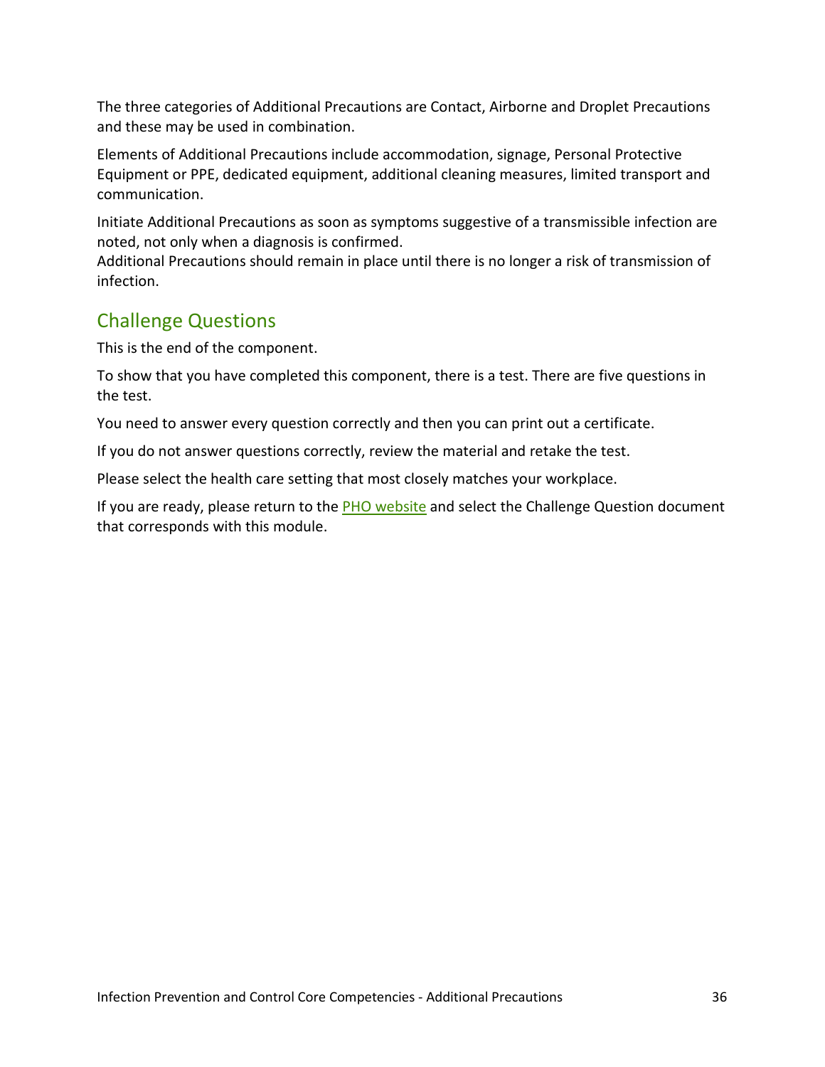The three categories of Additional Precautions are Contact, Airborne and Droplet Precautions and these may be used in combination.

Elements of Additional Precautions include accommodation, signage, Personal Protective Equipment or PPE, dedicated equipment, additional cleaning measures, limited transport and communication.

Initiate Additional Precautions as soon as symptoms suggestive of a transmissible infection are noted, not only when a diagnosis is confirmed.
Additional Precautions should remain in place until there is no longer a risk of transmission of infection.

## Challenge Questions

This is the end of the component.

To show that you have completed this component, there is a test. There are five questions in the test.

You need to answer every question correctly and then you can print out a certificate.

If you do not answer questions correctly, review the material and retake the test.

Please select the health care setting that most closely matches your workplace.

If you are ready, please return to the PHO website and select the Challenge Question document that corresponds with this module.